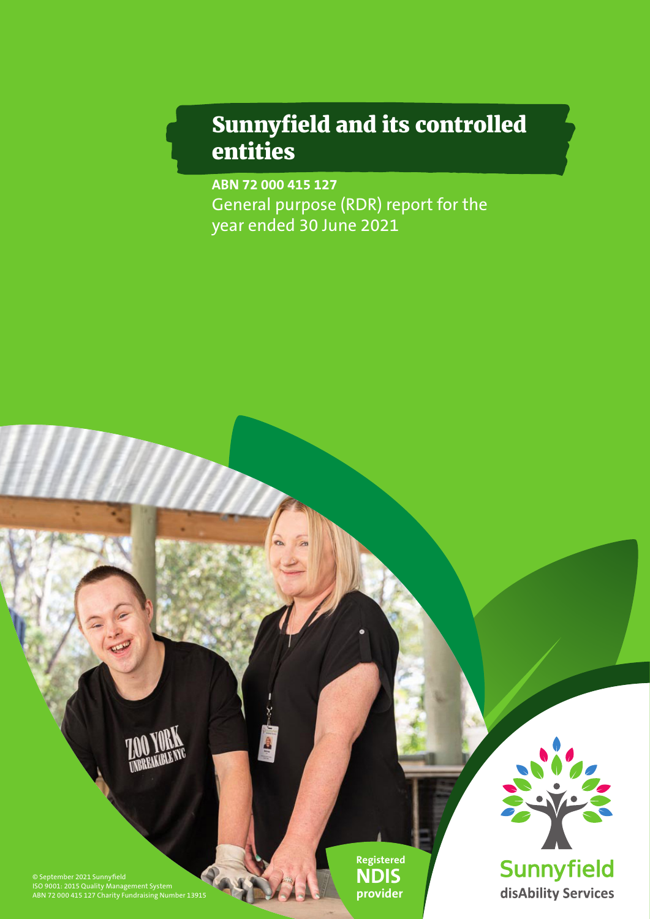# Sunnyfield and its controlled entities

**ABN 72 000 415 127**

General purpose (RDR) report for the year ended 30 June 2021

Registered **NDIS** provider

Sunnyfield

disAbility Services

© September 2021 Sunnyfield
ISO 9001: 2015 Quality Management System
ABN 72 000 415 127 Charity Fundraising Number 13915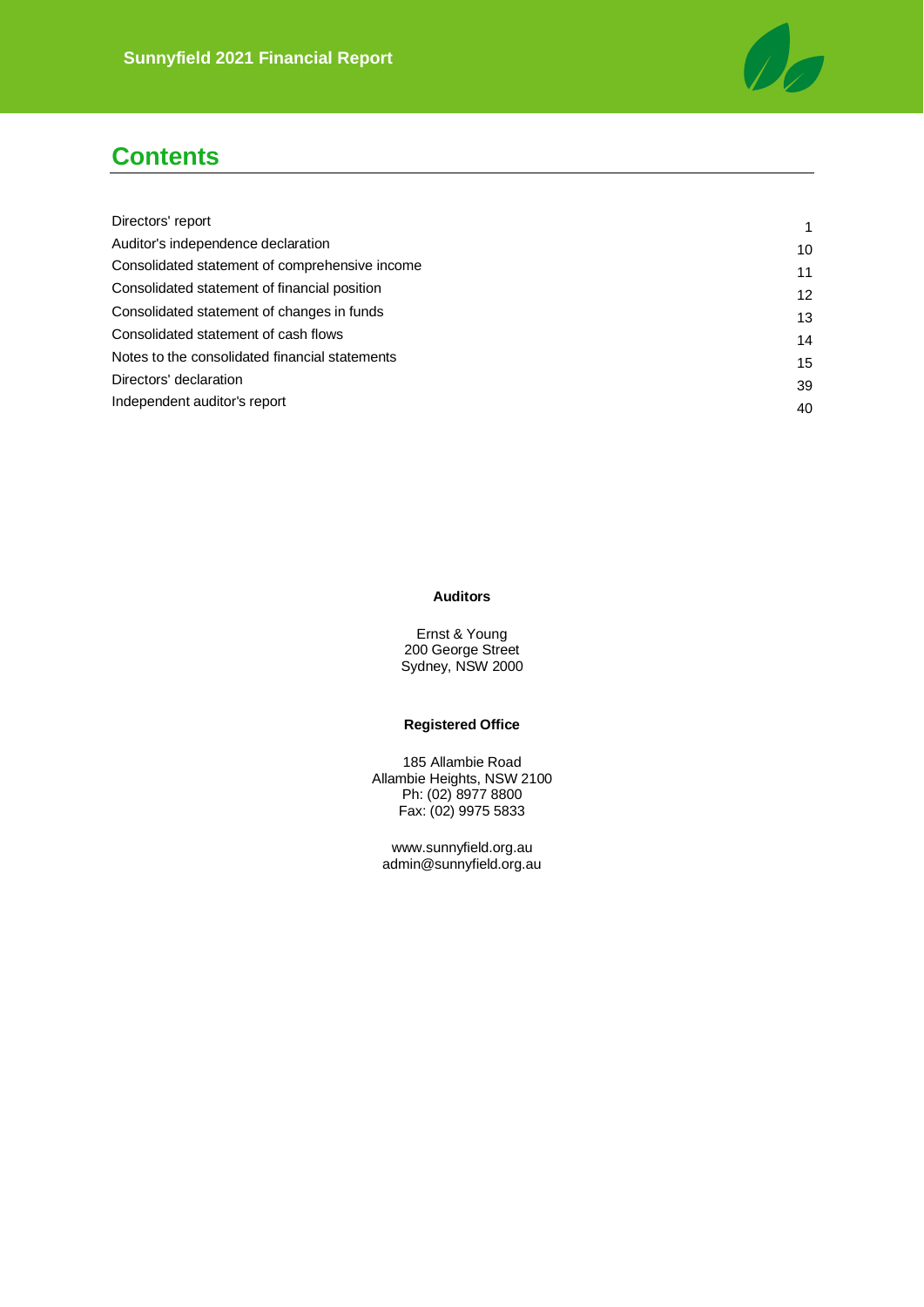# Contents

| | |
|---|---|
| Directors' report | 1 |
| Auditor's independence declaration | 10 |
| Consolidated statement of comprehensive income | 11 |
| Consolidated statement of financial position | 12 |
| Consolidated statement of changes in funds | 13 |
| Consolidated statement of cash flows | 14 |
| Notes to the consolidated financial statements | 15 |
| Directors' declaration | 39 |
| Independent auditor's report | 40 |

**Auditors**

Ernst & Young
200 George Street
Sydney, NSW 2000

**Registered Office**

185 Allambie Road
Allambie Heights, NSW 2100
Ph: (02) 8977 8800
Fax: (02) 9975 5833

www.sunnyfield.org.au
admin@sunnyfield.org.au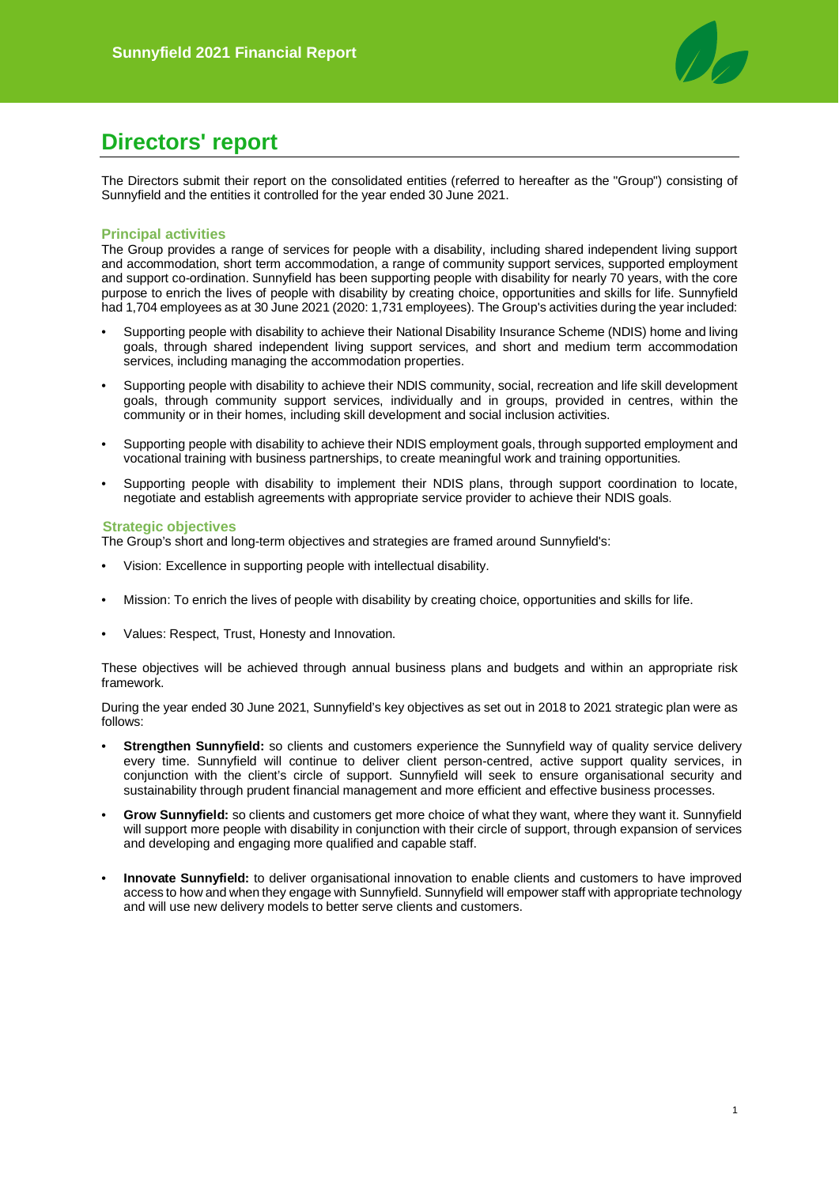# Directors' report

The Directors submit their report on the consolidated entities (referred to hereafter as the "Group") consisting of Sunnyfield and the entities it controlled for the year ended 30 June 2021.

## Principal activities

The Group provides a range of services for people with a disability, including shared independent living support and accommodation, short term accommodation, a range of community support services, supported employment and support co-ordination. Sunnyfield has been supporting people with disability for nearly 70 years, with the core purpose to enrich the lives of people with disability by creating choice, opportunities and skills for life. Sunnyfield had 1,704 employees as at 30 June 2021 (2020: 1,731 employees). The Group's activities during the year included:

- Supporting people with disability to achieve their National Disability Insurance Scheme (NDIS) home and living goals, through shared independent living support services, and short and medium term accommodation services, including managing the accommodation properties.
- Supporting people with disability to achieve their NDIS community, social, recreation and life skill development goals, through community support services, individually and in groups, provided in centres, within the community or in their homes, including skill development and social inclusion activities.
- Supporting people with disability to achieve their NDIS employment goals, through supported employment and vocational training with business partnerships, to create meaningful work and training opportunities.
- Supporting people with disability to implement their NDIS plans, through support coordination to locate, negotiate and establish agreements with appropriate service provider to achieve their NDIS goals.

## Strategic objectives

The Group's short and long-term objectives and strategies are framed around Sunnyfield's:

- Vision: Excellence in supporting people with intellectual disability.
- Mission: To enrich the lives of people with disability by creating choice, opportunities and skills for life.
- Values: Respect, Trust, Honesty and Innovation.

These objectives will be achieved through annual business plans and budgets and within an appropriate risk framework.

During the year ended 30 June 2021, Sunnyfield's key objectives as set out in 2018 to 2021 strategic plan were as follows:

- **Strengthen Sunnyfield:** so clients and customers experience the Sunnyfield way of quality service delivery every time. Sunnyfield will continue to deliver client person-centred, active support quality services, in conjunction with the client's circle of support. Sunnyfield will seek to ensure organisational security and sustainability through prudent financial management and more efficient and effective business processes.
- **Grow Sunnyfield:** so clients and customers get more choice of what they want, where they want it. Sunnyfield will support more people with disability in conjunction with their circle of support, through expansion of services and developing and engaging more qualified and capable staff.
- **Innovate Sunnyfield:** to deliver organisational innovation to enable clients and customers to have improved access to how and when they engage with Sunnyfield. Sunnyfield will empower staff with appropriate technology and will use new delivery models to better serve clients and customers.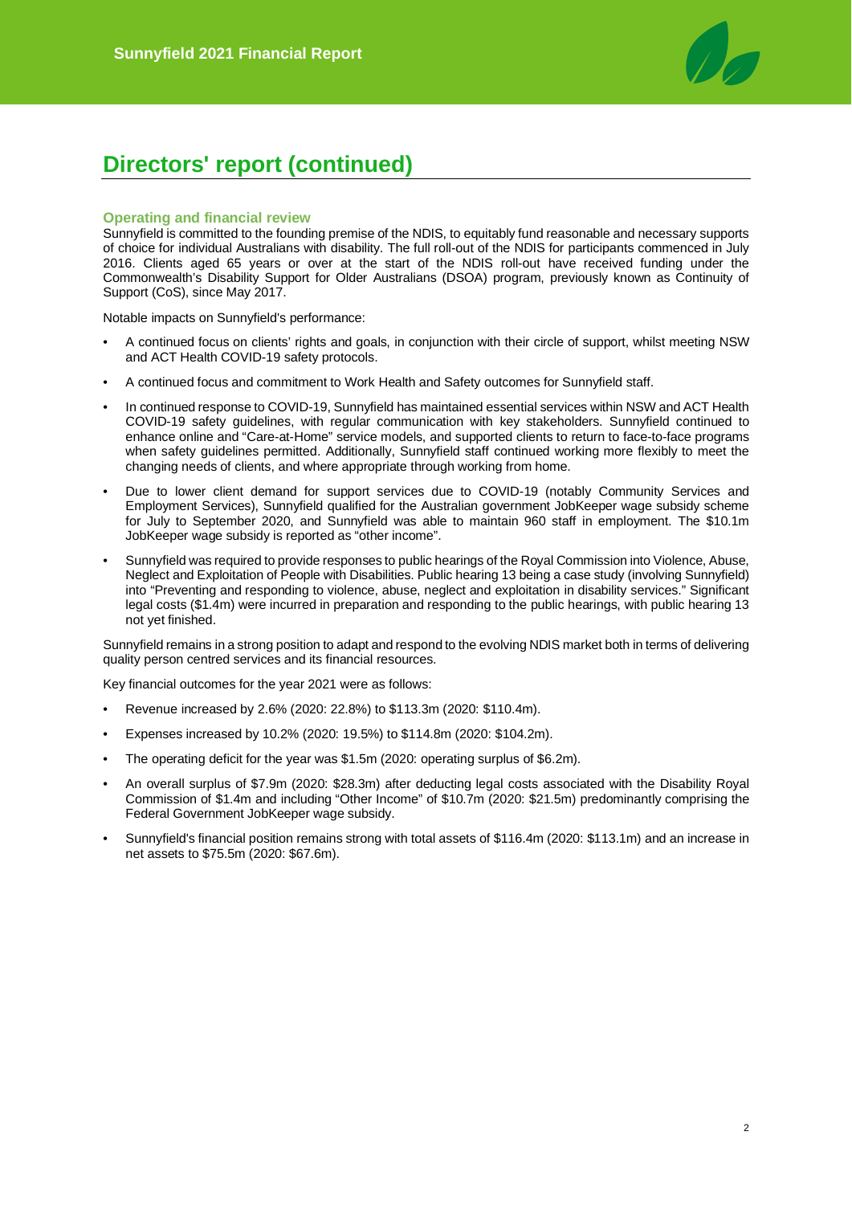# Directors' report (continued)

## Operating and financial review

Sunnyfield is committed to the founding premise of the NDIS, to equitably fund reasonable and necessary supports of choice for individual Australians with disability. The full roll-out of the NDIS for participants commenced in July 2016. Clients aged 65 years or over at the start of the NDIS roll-out have received funding under the Commonwealth's Disability Support for Older Australians (DSOA) program, previously known as Continuity of Support (CoS), since May 2017.

Notable impacts on Sunnyfield's performance:

- A continued focus on clients' rights and goals, in conjunction with their circle of support, whilst meeting NSW and ACT Health COVID-19 safety protocols.
- A continued focus and commitment to Work Health and Safety outcomes for Sunnyfield staff.
- In continued response to COVID-19, Sunnyfield has maintained essential services within NSW and ACT Health COVID-19 safety guidelines, with regular communication with key stakeholders. Sunnyfield continued to enhance online and "Care-at-Home" service models, and supported clients to return to face-to-face programs when safety guidelines permitted. Additionally, Sunnyfield staff continued working more flexibly to meet the changing needs of clients, and where appropriate through working from home.
- Due to lower client demand for support services due to COVID-19 (notably Community Services and Employment Services), Sunnyfield qualified for the Australian government JobKeeper wage subsidy scheme for July to September 2020, and Sunnyfield was able to maintain 960 staff in employment. The $10.1m JobKeeper wage subsidy is reported as "other income".
- Sunnyfield was required to provide responses to public hearings of the Royal Commission into Violence, Abuse, Neglect and Exploitation of People with Disabilities. Public hearing 13 being a case study (involving Sunnyfield) into "Preventing and responding to violence, abuse, neglect and exploitation in disability services." Significant legal costs ($1.4m) were incurred in preparation and responding to the public hearings, with public hearing 13 not yet finished.

Sunnyfield remains in a strong position to adapt and respond to the evolving NDIS market both in terms of delivering quality person centred services and its financial resources.

Key financial outcomes for the year 2021 were as follows:

- Revenue increased by 2.6% (2020: 22.8%) to $113.3m (2020: $110.4m).
- Expenses increased by 10.2% (2020: 19.5%) to $114.8m (2020: $104.2m).
- The operating deficit for the year was $1.5m (2020: operating surplus of $6.2m).
- An overall surplus of $7.9m (2020: $28.3m) after deducting legal costs associated with the Disability Royal Commission of $1.4m and including "Other Income" of $10.7m (2020: $21.5m) predominantly comprising the Federal Government JobKeeper wage subsidy.
- Sunnyfield's financial position remains strong with total assets of $116.4m (2020: $113.1m) and an increase in net assets to $75.5m (2020: $67.6m).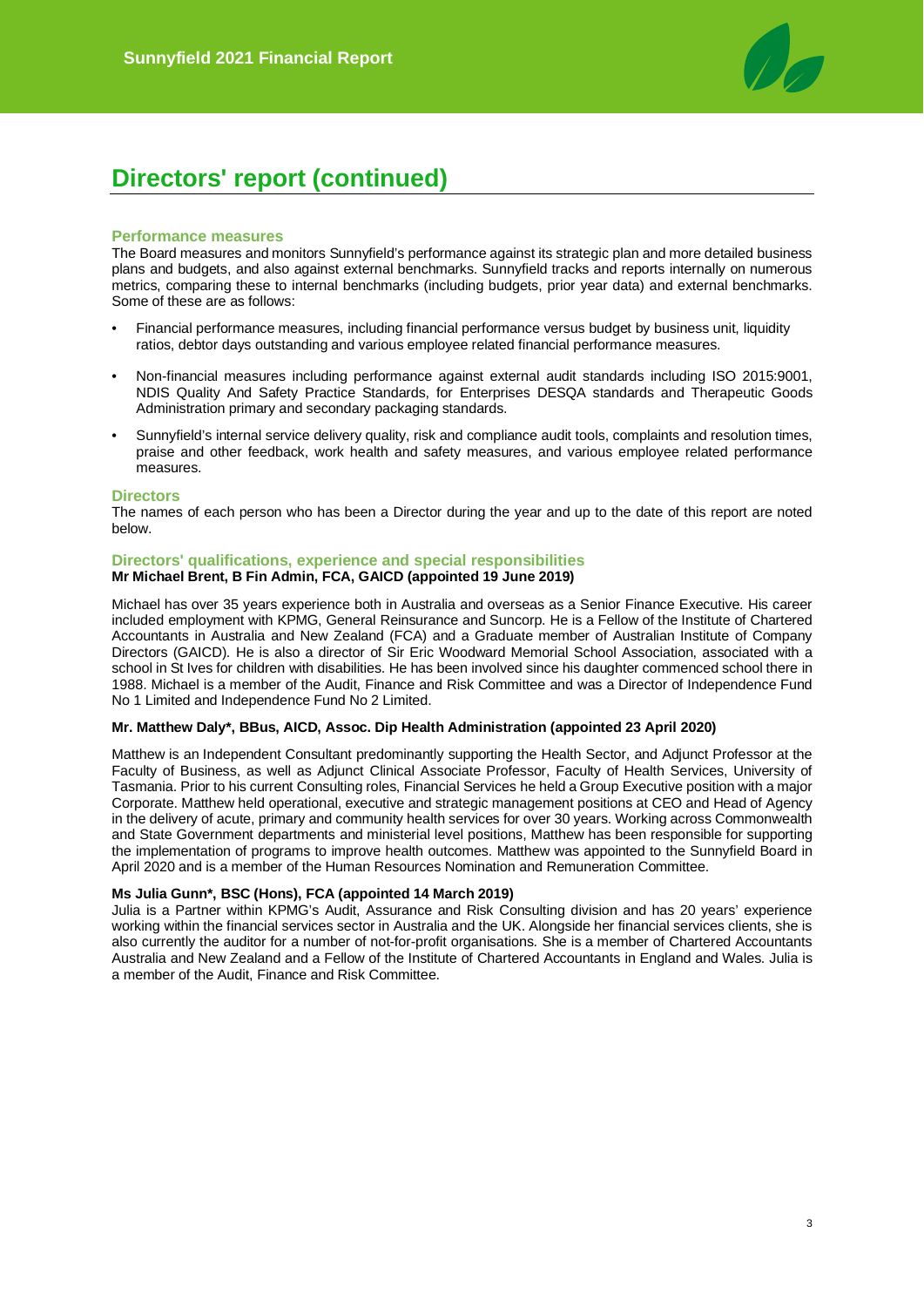# Directors' report (continued)

## Performance measures

The Board measures and monitors Sunnyfield's performance against its strategic plan and more detailed business plans and budgets, and also against external benchmarks. Sunnyfield tracks and reports internally on numerous metrics, comparing these to internal benchmarks (including budgets, prior year data) and external benchmarks. Some of these are as follows:

- Financial performance measures, including financial performance versus budget by business unit, liquidity ratios, debtor days outstanding and various employee related financial performance measures.
- Non-financial measures including performance against external audit standards including ISO 2015:9001, NDIS Quality And Safety Practice Standards, for Enterprises DESQA standards and Therapeutic Goods Administration primary and secondary packaging standards.
- Sunnyfield's internal service delivery quality, risk and compliance audit tools, complaints and resolution times, praise and other feedback, work health and safety measures, and various employee related performance measures.

## Directors

The names of each person who has been a Director during the year and up to the date of this report are noted below.

## Directors' qualifications, experience and special responsibilities

**Mr Michael Brent, B Fin Admin, FCA, GAICD (appointed 19 June 2019)**

Michael has over 35 years experience both in Australia and overseas as a Senior Finance Executive. His career included employment with KPMG, General Reinsurance and Suncorp. He is a Fellow of the Institute of Chartered Accountants in Australia and New Zealand (FCA) and a Graduate member of Australian Institute of Company Directors (GAICD). He is also a director of Sir Eric Woodward Memorial School Association, associated with a school in St Ives for children with disabilities. He has been involved since his daughter commenced school there in 1988. Michael is a member of the Audit, Finance and Risk Committee and was a Director of Independence Fund No 1 Limited and Independence Fund No 2 Limited.

**Mr. Matthew Daly*, BBus, AICD, Assoc. Dip Health Administration (appointed 23 April 2020)**

Matthew is an Independent Consultant predominantly supporting the Health Sector, and Adjunct Professor at the Faculty of Business, as well as Adjunct Clinical Associate Professor, Faculty of Health Services, University of Tasmania. Prior to his current Consulting roles, Financial Services he held a Group Executive position with a major Corporate. Matthew held operational, executive and strategic management positions at CEO and Head of Agency in the delivery of acute, primary and community health services for over 30 years. Working across Commonwealth and State Government departments and ministerial level positions, Matthew has been responsible for supporting the implementation of programs to improve health outcomes. Matthew was appointed to the Sunnyfield Board in April 2020 and is a member of the Human Resources Nomination and Remuneration Committee.

**Ms Julia Gunn*, BSC (Hons), FCA (appointed 14 March 2019)**

Julia is a Partner within KPMG's Audit, Assurance and Risk Consulting division and has 20 years' experience working within the financial services sector in Australia and the UK. Alongside her financial services clients, she is also currently the auditor for a number of not-for-profit organisations. She is a member of Chartered Accountants Australia and New Zealand and a Fellow of the Institute of Chartered Accountants in England and Wales. Julia is a member of the Audit, Finance and Risk Committee.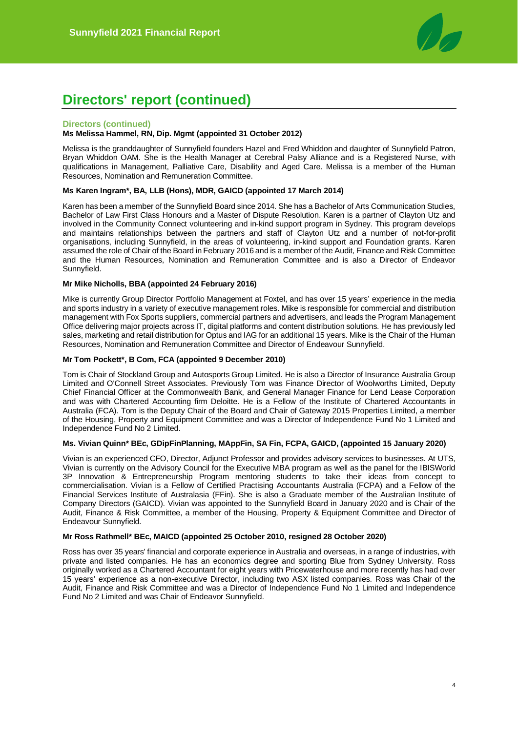# Directors' report (continued)

## Directors (continued)

**Ms Melissa Hammel, RN, Dip. Mgmt (appointed 31 October 2012)**

Melissa is the granddaughter of Sunnyfield founders Hazel and Fred Whiddon and daughter of Sunnyfield Patron, Bryan Whiddon OAM. She is the Health Manager at Cerebral Palsy Alliance and is a Registered Nurse, with qualifications in Management, Palliative Care, Disability and Aged Care. Melissa is a member of the Human Resources, Nomination and Remuneration Committee.

**Ms Karen Ingram*, BA, LLB (Hons), MDR, GAICD (appointed 17 March 2014)**

Karen has been a member of the Sunnyfield Board since 2014. She has a Bachelor of Arts Communication Studies, Bachelor of Law First Class Honours and a Master of Dispute Resolution. Karen is a partner of Clayton Utz and involved in the Community Connect volunteering and in-kind support program in Sydney. This program develops and maintains relationships between the partners and staff of Clayton Utz and a number of not-for-profit organisations, including Sunnyfield, in the areas of volunteering, in-kind support and Foundation grants. Karen assumed the role of Chair of the Board in February 2016 and is a member of the Audit, Finance and Risk Committee and the Human Resources, Nomination and Remuneration Committee and is also a Director of Endeavor Sunnyfield.

**Mr Mike Nicholls, BBA (appointed 24 February 2016)**

Mike is currently Group Director Portfolio Management at Foxtel, and has over 15 years' experience in the media and sports industry in a variety of executive management roles. Mike is responsible for commercial and distribution management with Fox Sports suppliers, commercial partners and advertisers, and leads the Program Management Office delivering major projects across IT, digital platforms and content distribution solutions. He has previously led sales, marketing and retail distribution for Optus and IAG for an additional 15 years. Mike is the Chair of the Human Resources, Nomination and Remuneration Committee and Director of Endeavour Sunnyfield.

**Mr Tom Pockett*, B Com, FCA (appointed 9 December 2010)**

Tom is Chair of Stockland Group and Autosports Group Limited. He is also a Director of Insurance Australia Group Limited and O'Connell Street Associates. Previously Tom was Finance Director of Woolworths Limited, Deputy Chief Financial Officer at the Commonwealth Bank, and General Manager Finance for Lend Lease Corporation and was with Chartered Accounting firm Deloitte. He is a Fellow of the Institute of Chartered Accountants in Australia (FCA). Tom is the Deputy Chair of the Board and Chair of Gateway 2015 Properties Limited, a member of the Housing, Property and Equipment Committee and was a Director of Independence Fund No 1 Limited and Independence Fund No 2 Limited.

**Ms. Vivian Quinn* BEc, GDipFinPlanning, MAppFin, SA Fin, FCPA, GAICD, (appointed 15 January 2020)**

Vivian is an experienced CFO, Director, Adjunct Professor and provides advisory services to businesses. At UTS, Vivian is currently on the Advisory Council for the Executive MBA program as well as the panel for the IBISWorld 3P Innovation & Entrepreneurship Program mentoring students to take their ideas from concept to commercialisation. Vivian is a Fellow of Certified Practising Accountants Australia (FCPA) and a Fellow of the Financial Services Institute of Australasia (FFin). She is also a Graduate member of the Australian Institute of Company Directors (GAICD). Vivian was appointed to the Sunnyfield Board in January 2020 and is Chair of the Audit, Finance & Risk Committee, a member of the Housing, Property & Equipment Committee and Director of Endeavour Sunnyfield.

**Mr Ross Rathmell* BEc, MAICD (appointed 25 October 2010, resigned 28 October 2020)**

Ross has over 35 years' financial and corporate experience in Australia and overseas, in a range of industries, with private and listed companies. He has an economics degree and sporting Blue from Sydney University. Ross originally worked as a Chartered Accountant for eight years with Pricewaterhouse and more recently has had over 15 years' experience as a non-executive Director, including two ASX listed companies. Ross was Chair of the Audit, Finance and Risk Committee and was a Director of Independence Fund No 1 Limited and Independence Fund No 2 Limited and was Chair of Endeavor Sunnyfield.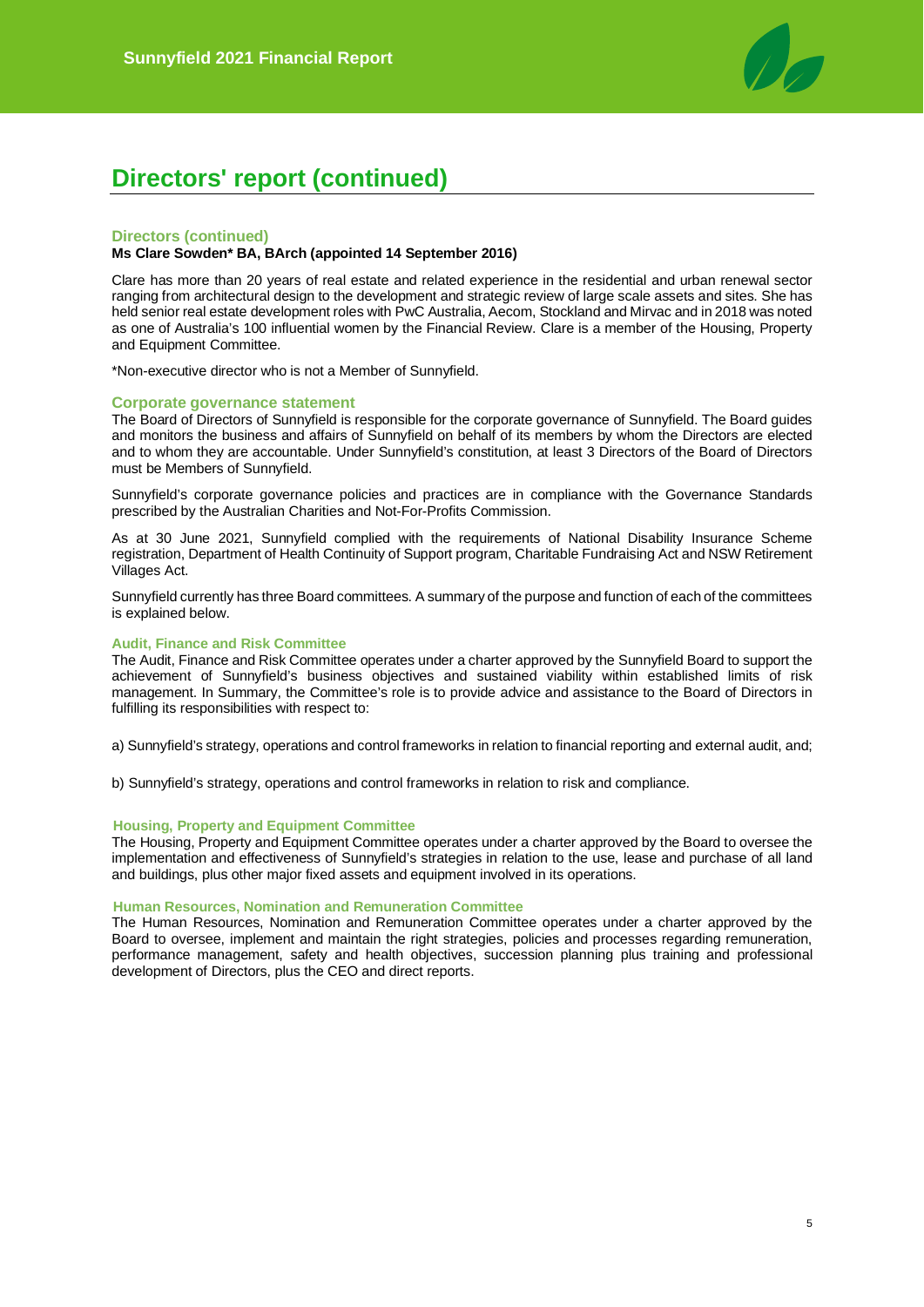# Directors' report (continued)

## Directors (continued)

**Ms Clare Sowden* BA, BArch (appointed 14 September 2016)**

Clare has more than 20 years of real estate and related experience in the residential and urban renewal sector ranging from architectural design to the development and strategic review of large scale assets and sites. She has held senior real estate development roles with PwC Australia, Aecom, Stockland and Mirvac and in 2018 was noted as one of Australia's 100 influential women by the Financial Review. Clare is a member of the Housing, Property and Equipment Committee.

*Non-executive director who is not a Member of Sunnyfield.

## Corporate governance statement

The Board of Directors of Sunnyfield is responsible for the corporate governance of Sunnyfield. The Board guides and monitors the business and affairs of Sunnyfield on behalf of its members by whom the Directors are elected and to whom they are accountable. Under Sunnyfield's constitution, at least 3 Directors of the Board of Directors must be Members of Sunnyfield.

Sunnyfield's corporate governance policies and practices are in compliance with the Governance Standards prescribed by the Australian Charities and Not-For-Profits Commission.

As at 30 June 2021, Sunnyfield complied with the requirements of National Disability Insurance Scheme registration, Department of Health Continuity of Support program, Charitable Fundraising Act and NSW Retirement Villages Act.

Sunnyfield currently has three Board committees. A summary of the purpose and function of each of the committees is explained below.

### Audit, Finance and Risk Committee

The Audit, Finance and Risk Committee operates under a charter approved by the Sunnyfield Board to support the achievement of Sunnyfield's business objectives and sustained viability within established limits of risk management. In Summary, the Committee's role is to provide advice and assistance to the Board of Directors in fulfilling its responsibilities with respect to:

a) Sunnyfield's strategy, operations and control frameworks in relation to financial reporting and external audit, and;

b) Sunnyfield's strategy, operations and control frameworks in relation to risk and compliance.

### Housing, Property and Equipment Committee

The Housing, Property and Equipment Committee operates under a charter approved by the Board to oversee the implementation and effectiveness of Sunnyfield's strategies in relation to the use, lease and purchase of all land and buildings, plus other major fixed assets and equipment involved in its operations.

### Human Resources, Nomination and Remuneration Committee

The Human Resources, Nomination and Remuneration Committee operates under a charter approved by the Board to oversee, implement and maintain the right strategies, policies and processes regarding remuneration, performance management, safety and health objectives, succession planning plus training and professional development of Directors, plus the CEO and direct reports.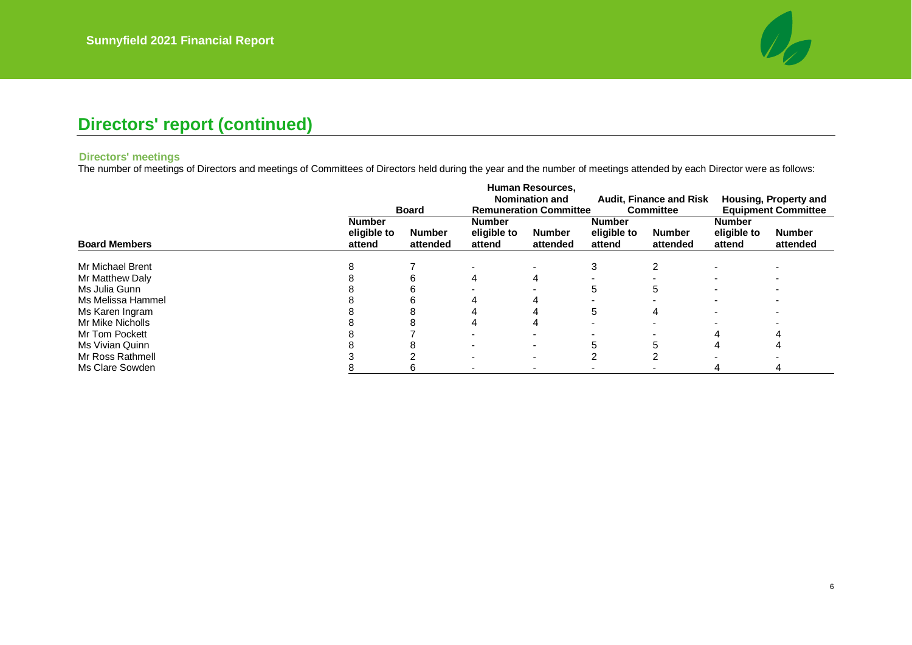## Directors' report (continued)

### Directors' meetings

The number of meetings of Directors and meetings of Committees of Directors held during the year and the number of meetings attended by each Director were as follows:

| | Board | | Human Resources, Nomination and Remuneration Committee | | Audit, Finance and Risk Committee | | Housing, Property and Equipment Committee | |
|---|---|---|---|---|---|---|---|---|
| **Board Members** | **Number eligible to attend** | **Number attended** | **Number eligible to attend** | **Number attended** | **Number eligible to attend** | **Number attended** | **Number eligible to attend** | **Number attended** |
| Mr Michael Brent | 8 | 7 | - | - | 3 | 2 | - | - |
| Mr Matthew Daly | 8 | 6 | 4 | 4 | - | - | - | - |
| Ms Julia Gunn | 8 | 6 | - | - | 5 | 5 | - | - |
| Ms Melissa Hammel | 8 | 6 | 4 | 4 | - | - | - | - |
| Ms Karen Ingram | 8 | 8 | 4 | 4 | 5 | 4 | - | - |
| Mr Mike Nicholls | 8 | 8 | 4 | 4 | - | - | - | - |
| Mr Tom Pockett | 8 | 7 | - | - | - | - | 4 | 4 |
| Ms Vivian Quinn | 8 | 8 | - | - | 5 | 5 | 4 | 4 |
| Mr Ross Rathmell | 3 | 2 | - | - | 2 | 2 | - | - |
| Ms Clare Sowden | 8 | 6 | - | - | - | - | 4 | 4 |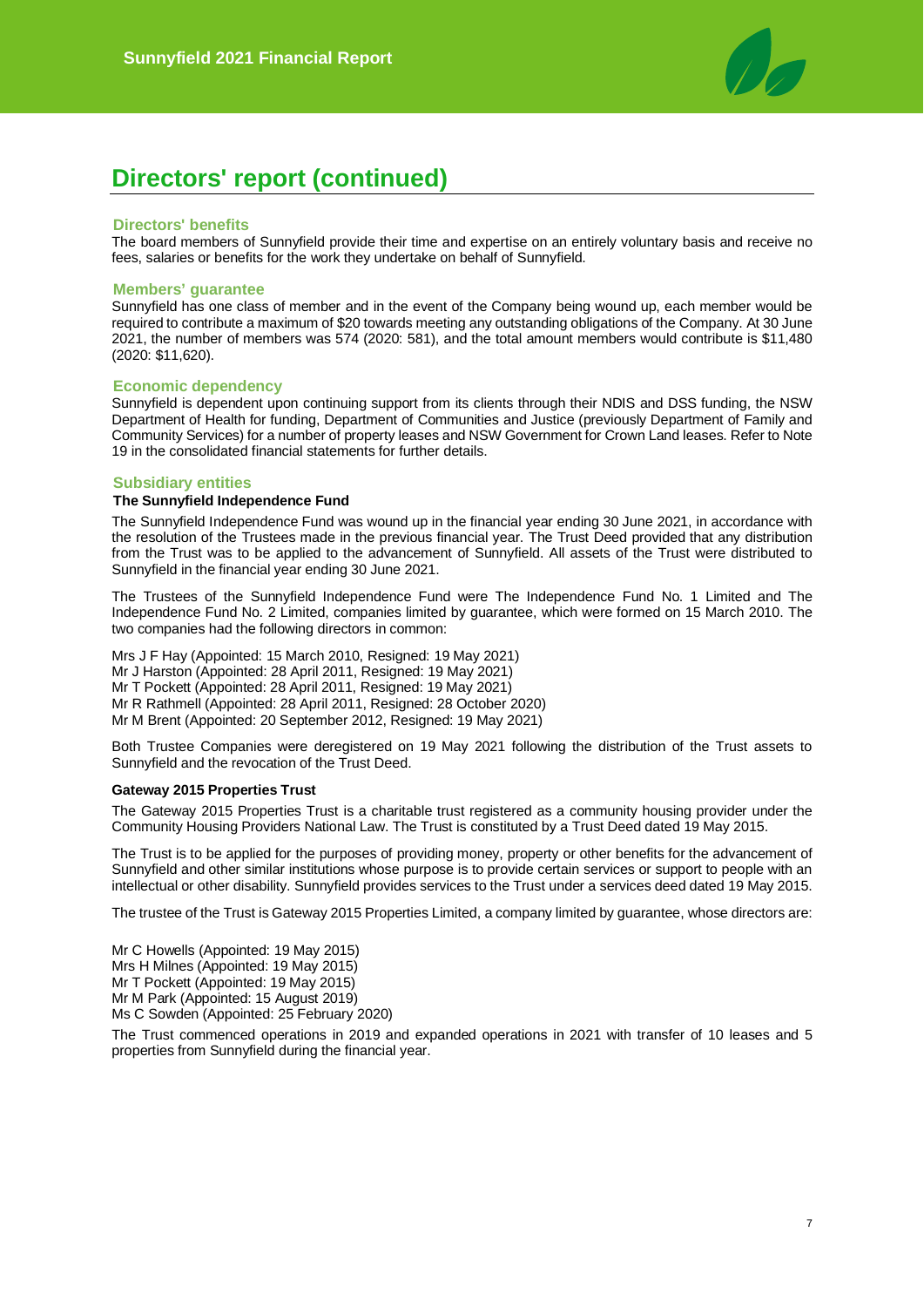# Directors' report (continued)

## Directors' benefits

The board members of Sunnyfield provide their time and expertise on an entirely voluntary basis and receive no fees, salaries or benefits for the work they undertake on behalf of Sunnyfield.

## Members' guarantee

Sunnyfield has one class of member and in the event of the Company being wound up, each member would be required to contribute a maximum of $20 towards meeting any outstanding obligations of the Company. At 30 June 2021, the number of members was 574 (2020: 581), and the total amount members would contribute is $11,480 (2020: $11,620).

## Economic dependency

Sunnyfield is dependent upon continuing support from its clients through their NDIS and DSS funding, the NSW Department of Health for funding, Department of Communities and Justice (previously Department of Family and Community Services) for a number of property leases and NSW Government for Crown Land leases. Refer to Note 19 in the consolidated financial statements for further details.

## Subsidiary entities

### The Sunnyfield Independence Fund

The Sunnyfield Independence Fund was wound up in the financial year ending 30 June 2021, in accordance with the resolution of the Trustees made in the previous financial year. The Trust Deed provided that any distribution from the Trust was to be applied to the advancement of Sunnyfield. All assets of the Trust were distributed to Sunnyfield in the financial year ending 30 June 2021.

The Trustees of the Sunnyfield Independence Fund were The Independence Fund No. 1 Limited and The Independence Fund No. 2 Limited, companies limited by guarantee, which were formed on 15 March 2010. The two companies had the following directors in common:

Mrs J F Hay (Appointed: 15 March 2010, Resigned: 19 May 2021)
Mr J Harston (Appointed: 28 April 2011, Resigned: 19 May 2021)
Mr T Pockett (Appointed: 28 April 2011, Resigned: 19 May 2021)
Mr R Rathmell (Appointed: 28 April 2011, Resigned: 28 October 2020)
Mr M Brent (Appointed: 20 September 2012, Resigned: 19 May 2021)

Both Trustee Companies were deregistered on 19 May 2021 following the distribution of the Trust assets to Sunnyfield and the revocation of the Trust Deed.

### Gateway 2015 Properties Trust

The Gateway 2015 Properties Trust is a charitable trust registered as a community housing provider under the Community Housing Providers National Law. The Trust is constituted by a Trust Deed dated 19 May 2015.

The Trust is to be applied for the purposes of providing money, property or other benefits for the advancement of Sunnyfield and other similar institutions whose purpose is to provide certain services or support to people with an intellectual or other disability. Sunnyfield provides services to the Trust under a services deed dated 19 May 2015.

The trustee of the Trust is Gateway 2015 Properties Limited, a company limited by guarantee, whose directors are:

Mr C Howells (Appointed: 19 May 2015)
Mrs H Milnes (Appointed: 19 May 2015)
Mr T Pockett (Appointed: 19 May 2015)
Mr M Park (Appointed: 15 August 2019)
Ms C Sowden (Appointed: 25 February 2020)

The Trust commenced operations in 2019 and expanded operations in 2021 with transfer of 10 leases and 5 properties from Sunnyfield during the financial year.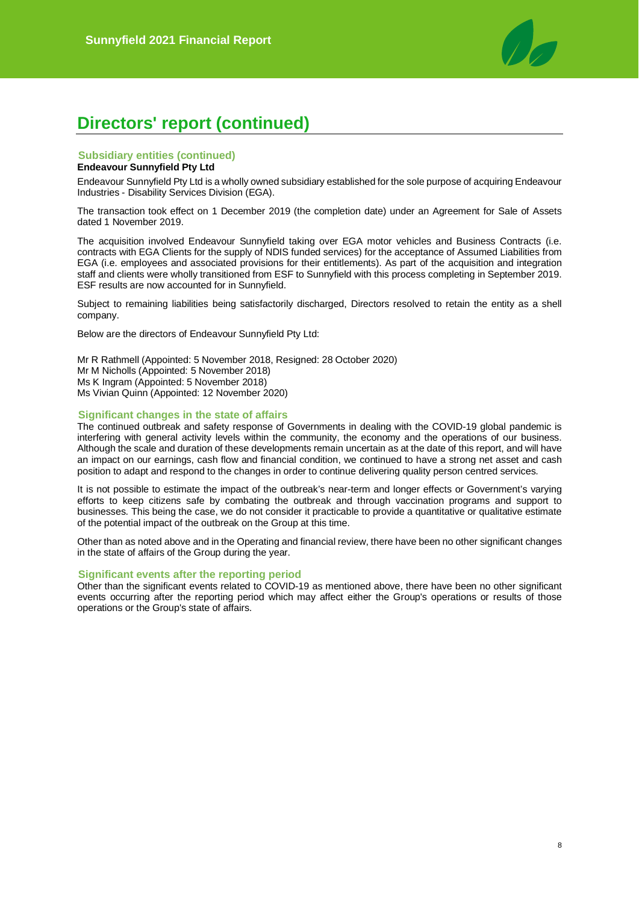# Directors' report (continued)

## Subsidiary entities (continued)

**Endeavour Sunnyfield Pty Ltd**

Endeavour Sunnyfield Pty Ltd is a wholly owned subsidiary established for the sole purpose of acquiring Endeavour Industries - Disability Services Division (EGA).

The transaction took effect on 1 December 2019 (the completion date) under an Agreement for Sale of Assets dated 1 November 2019.

The acquisition involved Endeavour Sunnyfield taking over EGA motor vehicles and Business Contracts (i.e. contracts with EGA Clients for the supply of NDIS funded services) for the acceptance of Assumed Liabilities from EGA (i.e. employees and associated provisions for their entitlements). As part of the acquisition and integration staff and clients were wholly transitioned from ESF to Sunnyfield with this process completing in September 2019. ESF results are now accounted for in Sunnyfield.

Subject to remaining liabilities being satisfactorily discharged, Directors resolved to retain the entity as a shell company.

Below are the directors of Endeavour Sunnyfield Pty Ltd:

Mr R Rathmell (Appointed: 5 November 2018, Resigned: 28 October 2020)
Mr M Nicholls (Appointed: 5 November 2018)
Ms K Ingram (Appointed: 5 November 2018)
Ms Vivian Quinn (Appointed: 12 November 2020)

## Significant changes in the state of affairs

The continued outbreak and safety response of Governments in dealing with the COVID-19 global pandemic is interfering with general activity levels within the community, the economy and the operations of our business. Although the scale and duration of these developments remain uncertain as at the date of this report, and will have an impact on our earnings, cash flow and financial condition, we continued to have a strong net asset and cash position to adapt and respond to the changes in order to continue delivering quality person centred services.

It is not possible to estimate the impact of the outbreak's near-term and longer effects or Government's varying efforts to keep citizens safe by combating the outbreak and through vaccination programs and support to businesses. This being the case, we do not consider it practicable to provide a quantitative or qualitative estimate of the potential impact of the outbreak on the Group at this time.

Other than as noted above and in the Operating and financial review, there have been no other significant changes in the state of affairs of the Group during the year.

## Significant events after the reporting period

Other than the significant events related to COVID-19 as mentioned above, there have been no other significant events occurring after the reporting period which may affect either the Group's operations or results of those operations or the Group's state of affairs.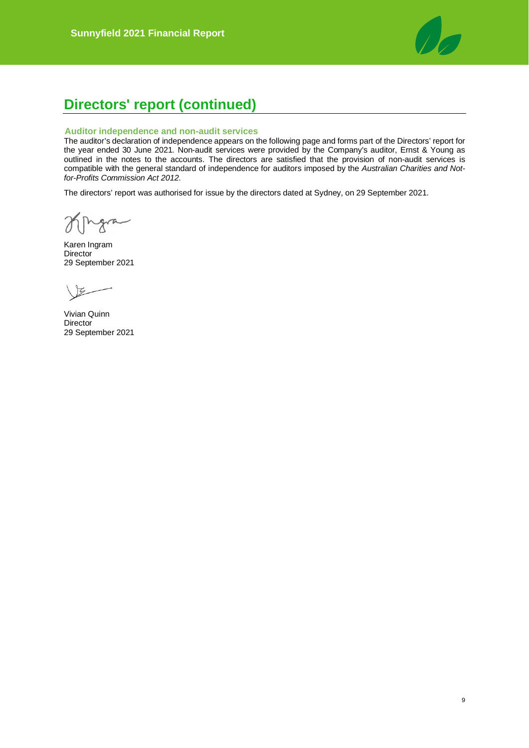# Directors' report (continued)

### Auditor independence and non-audit services

The auditor's declaration of independence appears on the following page and forms part of the Directors' report for the year ended 30 June 2021. Non-audit services were provided by the Company's auditor, Ernst & Young as outlined in the notes to the accounts. The directors are satisfied that the provision of non-audit services is compatible with the general standard of independence for auditors imposed by the *Australian Charities and Not-for-Profits Commission Act 2012*.

The directors' report was authorised for issue by the directors dated at Sydney, on 29 September 2021.

Karen Ingram
Director
29 September 2021

Vivian Quinn
Director
29 September 2021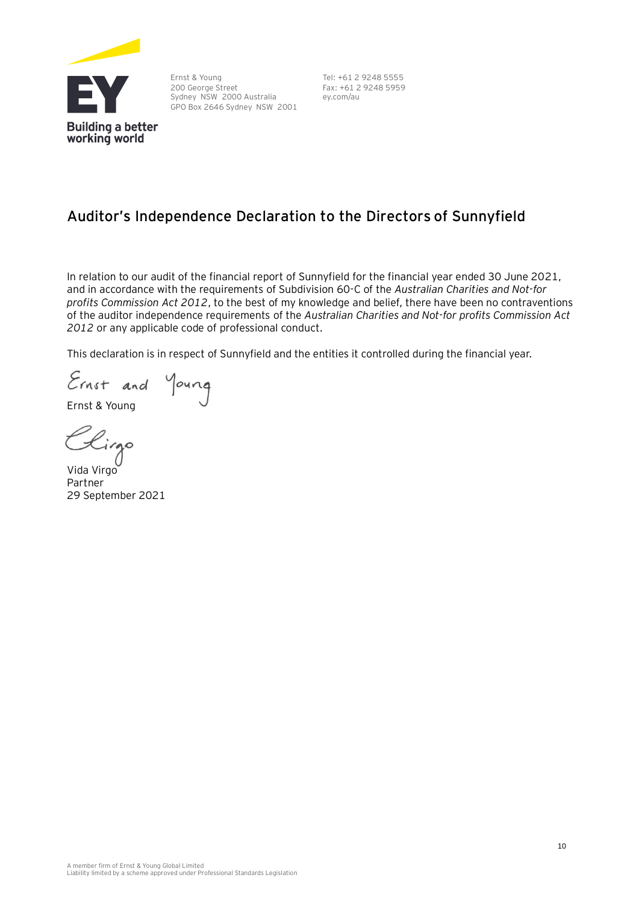Ernst & Young
200 George Street
Sydney NSW 2000 Australia
GPO Box 2646 Sydney NSW 2001

Tel: +61 2 9248 5555
Fax: +61 2 9248 5959
ey.com/au

## Auditor's Independence Declaration to the Directors of Sunnyfield

In relation to our audit of the financial report of Sunnyfield for the financial year ended 30 June 2021, and in accordance with the requirements of Subdivision 60-C of the *Australian Charities and Not-for profits Commission Act 2012*, to the best of my knowledge and belief, there have been no contraventions of the auditor independence requirements of the *Australian Charities and Not-for profits Commission Act 2012* or any applicable code of professional conduct.

This declaration is in respect of Sunnyfield and the entities it controlled during the financial year.

Ernst & Young

Vida Virgo
Partner
29 September 2021

A member firm of Ernst & Young Global Limited
Liability limited by a scheme approved under Professional Standards Legislation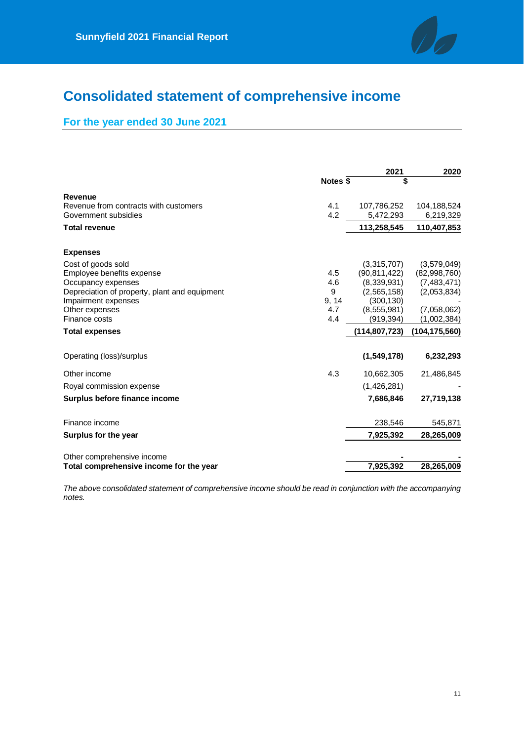# Consolidated statement of comprehensive income

## For the year ended 30 June 2021

| | Notes | 2021 $ | 2020 $ |
|---|---|---|---|
| **Revenue** | | | |
| Revenue from contracts with customers | 4.1 | 107,786,252 | 104,188,524 |
| Government subsidies | 4.2 | 5,472,293 | 6,219,329 |
| **Total revenue** | | **113,258,545** | **110,407,853** |
| **Expenses** | | | |
| Cost of goods sold | | (3,315,707) | (3,579,049) |
| Employee benefits expense | 4.5 | (90,811,422) | (82,998,760) |
| Occupancy expenses | 4.6 | (8,339,931) | (7,483,471) |
| Depreciation of property, plant and equipment | 9 | (2,565,158) | (2,053,834) |
| Impairment expenses | 9, 14 | (300,130) | - |
| Other expenses | 4.7 | (8,555,981) | (7,058,062) |
| Finance costs | 4.4 | (919,394) | (1,002,384) |
| **Total expenses** | | **(114,807,723)** | **(104,175,560)** |
| Operating (loss)/surplus | | **(1,549,178)** | **6,232,293** |
| Other income | 4.3 | 10,662,305 | 21,486,845 |
| Royal commission expense | | (1,426,281) | - |
| **Surplus before finance income** | | **7,686,846** | **27,719,138** |
| Finance income | | 238,546 | 545,871 |
| **Surplus for the year** | | **7,925,392** | **28,265,009** |
| Other comprehensive income | | - | - |
| **Total comprehensive income for the year** | | **7,925,392** | **28,265,009** |

*The above consolidated statement of comprehensive income should be read in conjunction with the accompanying notes.*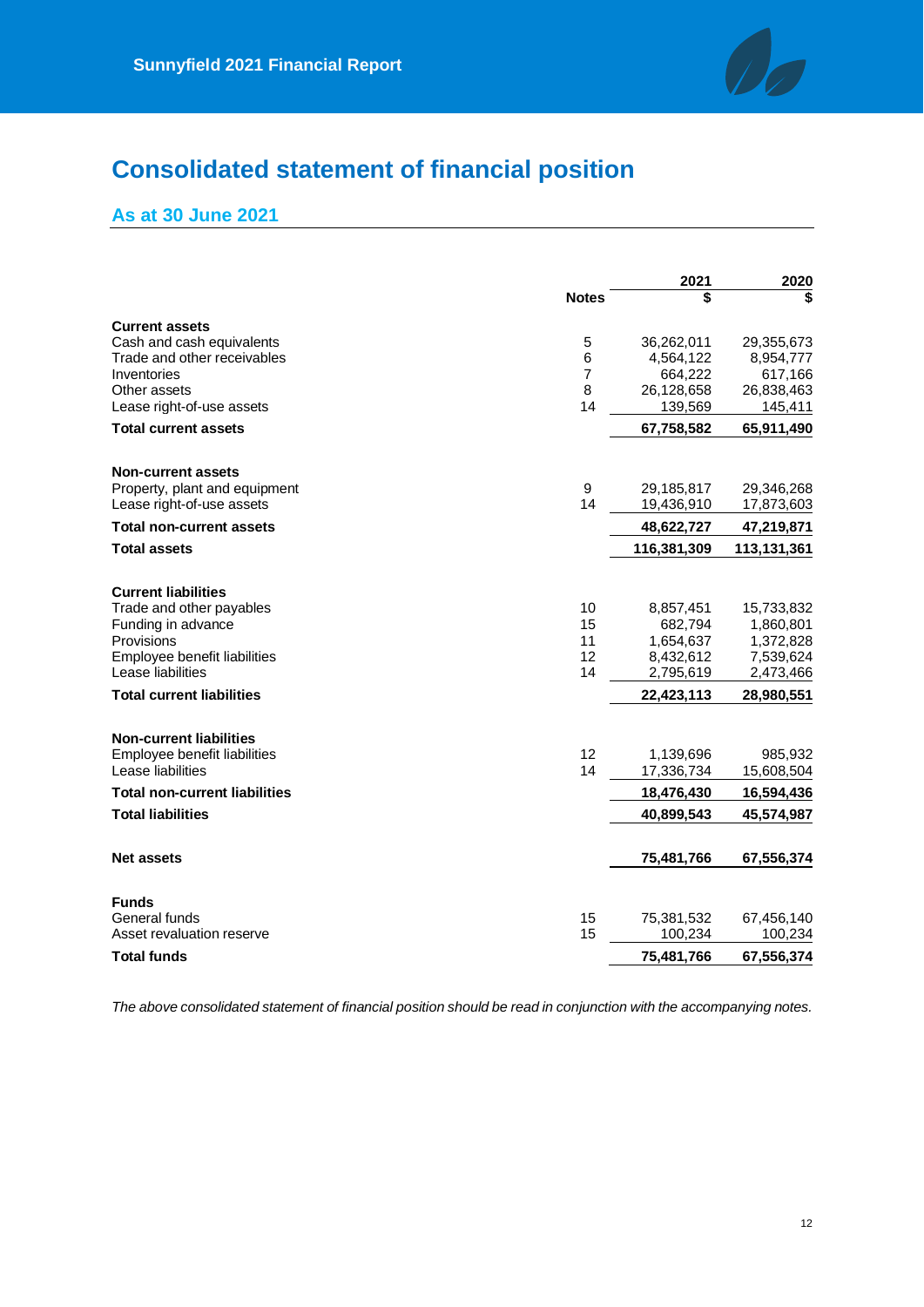# Consolidated statement of financial position

## As at 30 June 2021

| | Notes | 2021<br>$ | 2020<br>$ |
|---|---|---|---|
| **Current assets** | | | |
| Cash and cash equivalents | 5 | 36,262,011 | 29,355,673 |
| Trade and other receivables | 6 | 4,564,122 | 8,954,777 |
| Inventories | 7 | 664,222 | 617,166 |
| Other assets | 8 | 26,128,658 | 26,838,463 |
| Lease right-of-use assets | 14 | 139,569 | 145,411 |
| **Total current assets** | | **67,758,582** | **65,911,490** |
| **Non-current assets** | | | |
| Property, plant and equipment | 9 | 29,185,817 | 29,346,268 |
| Lease right-of-use assets | 14 | 19,436,910 | 17,873,603 |
| **Total non-current assets** | | **48,622,727** | **47,219,871** |
| **Total assets** | | **116,381,309** | **113,131,361** |
| **Current liabilities** | | | |
| Trade and other payables | 10 | 8,857,451 | 15,733,832 |
| Funding in advance | 15 | 682,794 | 1,860,801 |
| Provisions | 11 | 1,654,637 | 1,372,828 |
| Employee benefit liabilities | 12 | 8,432,612 | 7,539,624 |
| Lease liabilities | 14 | 2,795,619 | 2,473,466 |
| **Total current liabilities** | | **22,423,113** | **28,980,551** |
| **Non-current liabilities** | | | |
| Employee benefit liabilities | 12 | 1,139,696 | 985,932 |
| Lease liabilities | 14 | 17,336,734 | 15,608,504 |
| **Total non-current liabilities** | | **18,476,430** | **16,594,436** |
| **Total liabilities** | | **40,899,543** | **45,574,987** |
| **Net assets** | | **75,481,766** | **67,556,374** |
| **Funds** | | | |
| General funds | 15 | 75,381,532 | 67,456,140 |
| Asset revaluation reserve | 15 | 100,234 | 100,234 |
| **Total funds** | | **75,481,766** | **67,556,374** |

*The above consolidated statement of financial position should be read in conjunction with the accompanying notes.*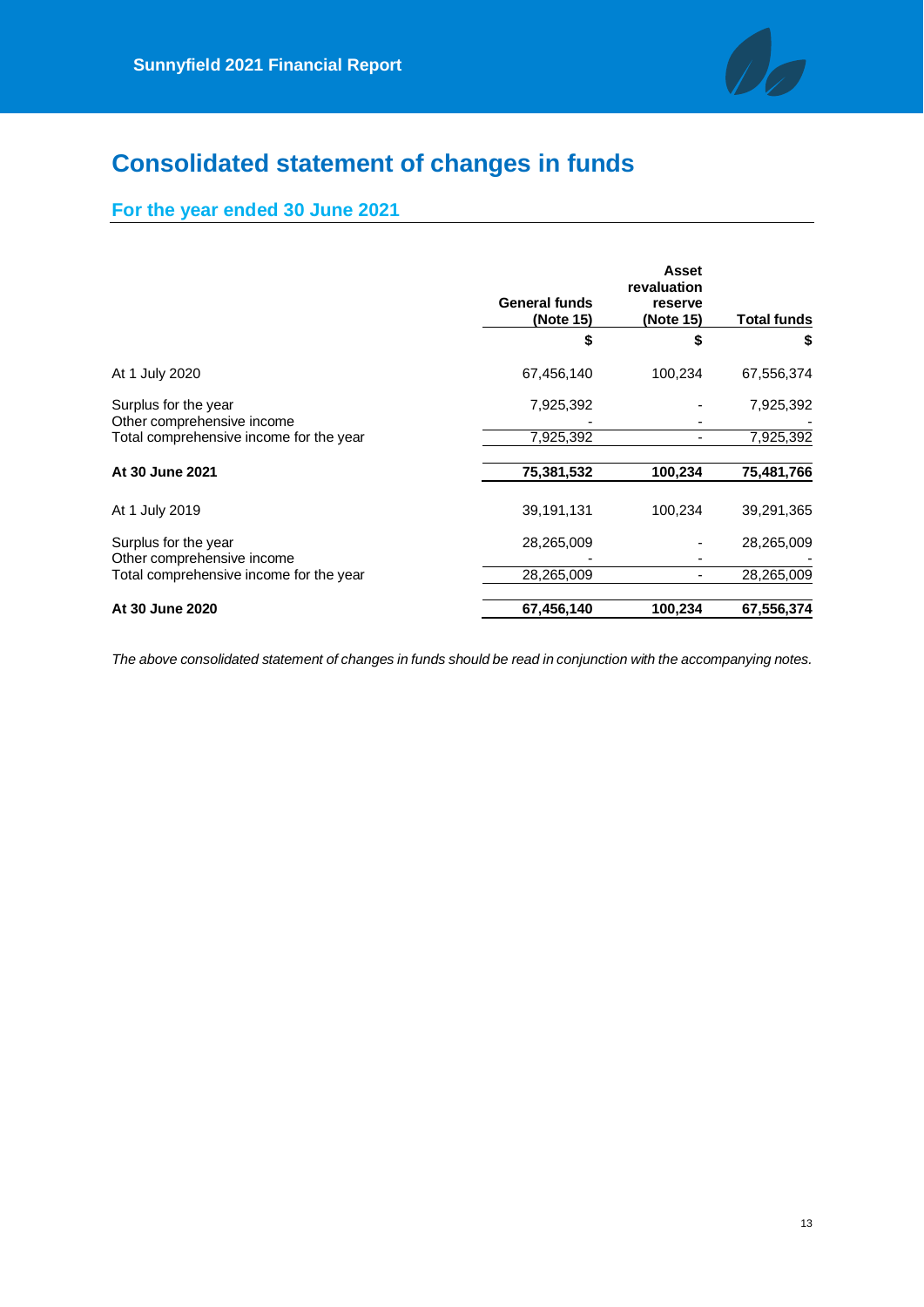# Consolidated statement of changes in funds

## For the year ended 30 June 2021

| | General funds (Note 15) | Asset revaluation reserve (Note 15) | Total funds |
|---|---|---|---|
| | $ | $ | $ |
| At 1 July 2020 | 67,456,140 | 100,234 | 67,556,374 |
| Surplus for the year | 7,925,392 | - | 7,925,392 |
| Other comprehensive income | - | - | - |
| Total comprehensive income for the year | 7,925,392 | - | 7,925,392 |
| **At 30 June 2021** | **75,381,532** | **100,234** | **75,481,766** |
| At 1 July 2019 | 39,191,131 | 100,234 | 39,291,365 |
| Surplus for the year | 28,265,009 | - | 28,265,009 |
| Other comprehensive income | - | - | - |
| Total comprehensive income for the year | 28,265,009 | - | 28,265,009 |
| **At 30 June 2020** | **67,456,140** | **100,234** | **67,556,374** |

*The above consolidated statement of changes in funds should be read in conjunction with the accompanying notes.*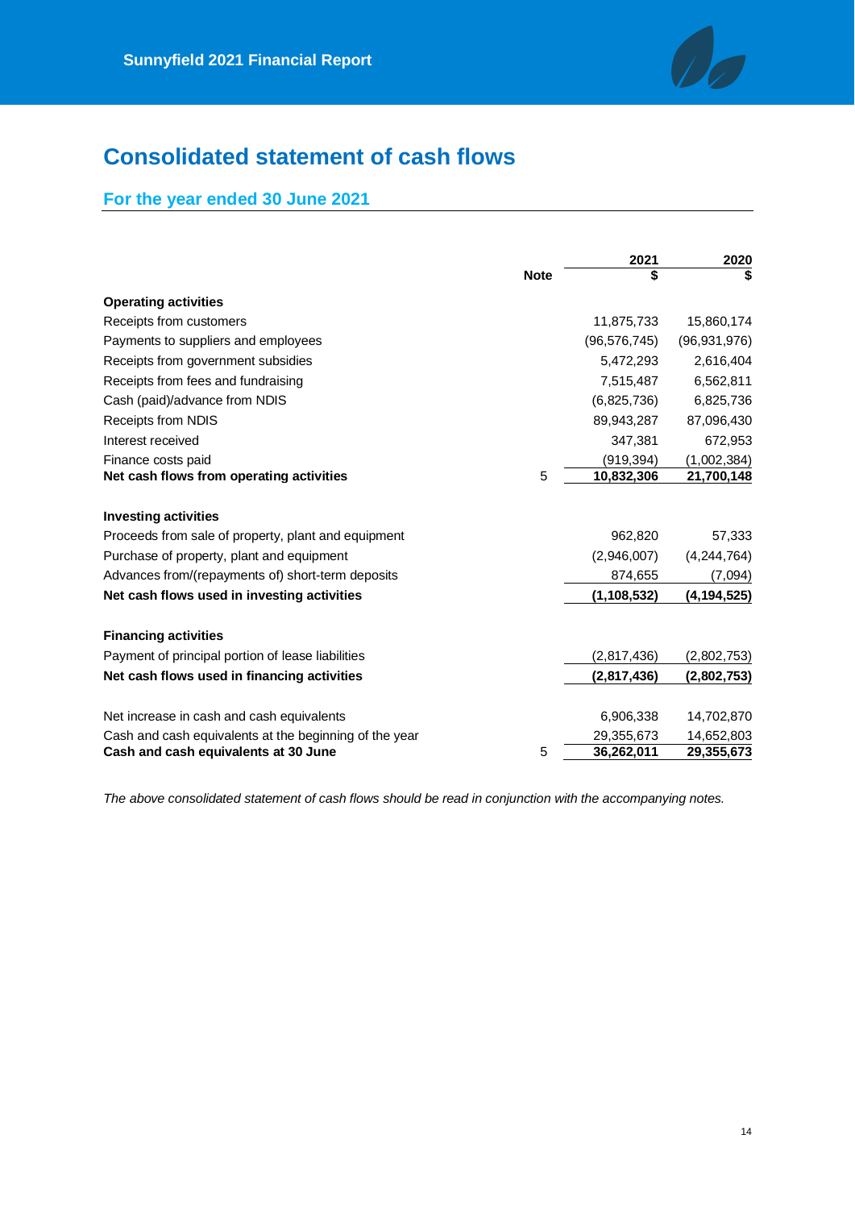# Consolidated statement of cash flows

## For the year ended 30 June 2021

| | Note | 2021<br>$ | 2020<br>$ |
|---|---|---|---|
| **Operating activities** | | | |
| Receipts from customers | | 11,875,733 | 15,860,174 |
| Payments to suppliers and employees | | (96,576,745) | (96,931,976) |
| Receipts from government subsidies | | 5,472,293 | 2,616,404 |
| Receipts from fees and fundraising | | 7,515,487 | 6,562,811 |
| Cash (paid)/advance from NDIS | | (6,825,736) | 6,825,736 |
| Receipts from NDIS | | 89,943,287 | 87,096,430 |
| Interest received | | 347,381 | 672,953 |
| Finance costs paid | | (919,394) | (1,002,384) |
| **Net cash flows from operating activities** | 5 | **10,832,306** | **21,700,148** |
| | | | |
| **Investing activities** | | | |
| Proceeds from sale of property, plant and equipment | | 962,820 | 57,333 |
| Purchase of property, plant and equipment | | (2,946,007) | (4,244,764) |
| Advances from/(repayments of) short-term deposits | | 874,655 | (7,094) |
| **Net cash flows used in investing activities** | | **(1,108,532)** | **(4,194,525)** |
| | | | |
| **Financing activities** | | | |
| Payment of principal portion of lease liabilities | | (2,817,436) | (2,802,753) |
| **Net cash flows used in financing activities** | | **(2,817,436)** | **(2,802,753)** |
| | | | |
| Net increase in cash and cash equivalents | | 6,906,338 | 14,702,870 |
| Cash and cash equivalents at the beginning of the year | | 29,355,673 | 14,652,803 |
| **Cash and cash equivalents at 30 June** | 5 | **36,262,011** | **29,355,673** |

*The above consolidated statement of cash flows should be read in conjunction with the accompanying notes.*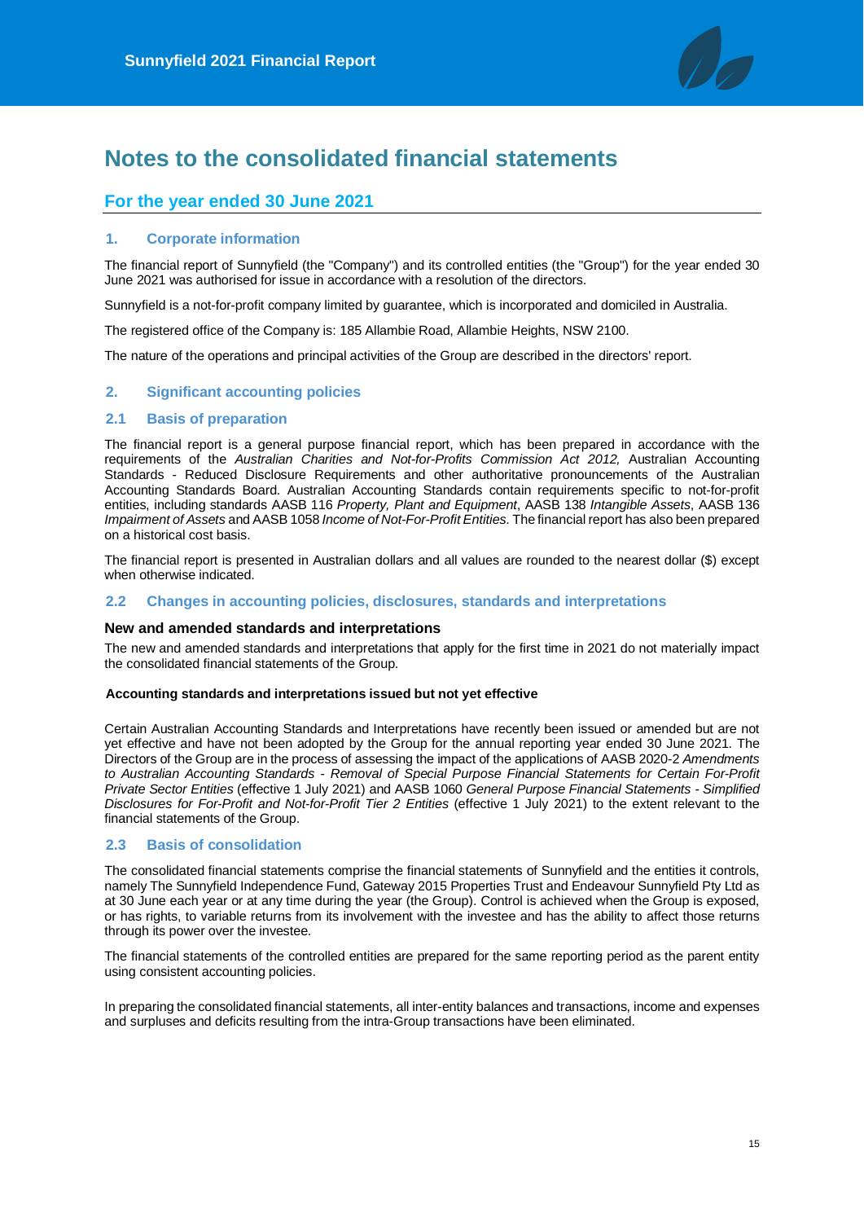# Notes to the consolidated financial statements

## For the year ended 30 June 2021

### 1. Corporate information

The financial report of Sunnyfield (the "Company") and its controlled entities (the "Group") for the year ended 30 June 2021 was authorised for issue in accordance with a resolution of the directors.

Sunnyfield is a not-for-profit company limited by guarantee, which is incorporated and domiciled in Australia.

The registered office of the Company is: 185 Allambie Road, Allambie Heights, NSW 2100.

The nature of the operations and principal activities of the Group are described in the directors' report.

### 2. Significant accounting policies

### 2.1 Basis of preparation

The financial report is a general purpose financial report, which has been prepared in accordance with the requirements of the *Australian Charities and Not-for-Profits Commission Act 2012,* Australian Accounting Standards - Reduced Disclosure Requirements and other authoritative pronouncements of the Australian Accounting Standards Board. Australian Accounting Standards contain requirements specific to not-for-profit entities, including standards AASB 116 *Property, Plant and Equipment*, AASB 138 *Intangible Assets*, AASB 136 *Impairment of Assets* and AASB 1058 *Income of Not-For-Profit Entities*. The financial report has also been prepared on a historical cost basis.

The financial report is presented in Australian dollars and all values are rounded to the nearest dollar ($) except when otherwise indicated.

### 2.2 Changes in accounting policies, disclosures, standards and interpretations

**New and amended standards and interpretations**

The new and amended standards and interpretations that apply for the first time in 2021 do not materially impact the consolidated financial statements of the Group.

**Accounting standards and interpretations issued but not yet effective**

Certain Australian Accounting Standards and Interpretations have recently been issued or amended but are not yet effective and have not been adopted by the Group for the annual reporting year ended 30 June 2021. The Directors of the Group are in the process of assessing the impact of the applications of AASB 2020-2 *Amendments to Australian Accounting Standards - Removal of Special Purpose Financial Statements for Certain For-Profit Private Sector Entities* (effective 1 July 2021) and AASB 1060 *General Purpose Financial Statements - Simplified Disclosures for For-Profit and Not-for-Profit Tier 2 Entities* (effective 1 July 2021) to the extent relevant to the financial statements of the Group.

### 2.3 Basis of consolidation

The consolidated financial statements comprise the financial statements of Sunnyfield and the entities it controls, namely The Sunnyfield Independence Fund, Gateway 2015 Properties Trust and Endeavour Sunnyfield Pty Ltd as at 30 June each year or at any time during the year (the Group). Control is achieved when the Group is exposed, or has rights, to variable returns from its involvement with the investee and has the ability to affect those returns through its power over the investee.

The financial statements of the controlled entities are prepared for the same reporting period as the parent entity using consistent accounting policies.

In preparing the consolidated financial statements, all inter-entity balances and transactions, income and expenses and surpluses and deficits resulting from the intra-Group transactions have been eliminated.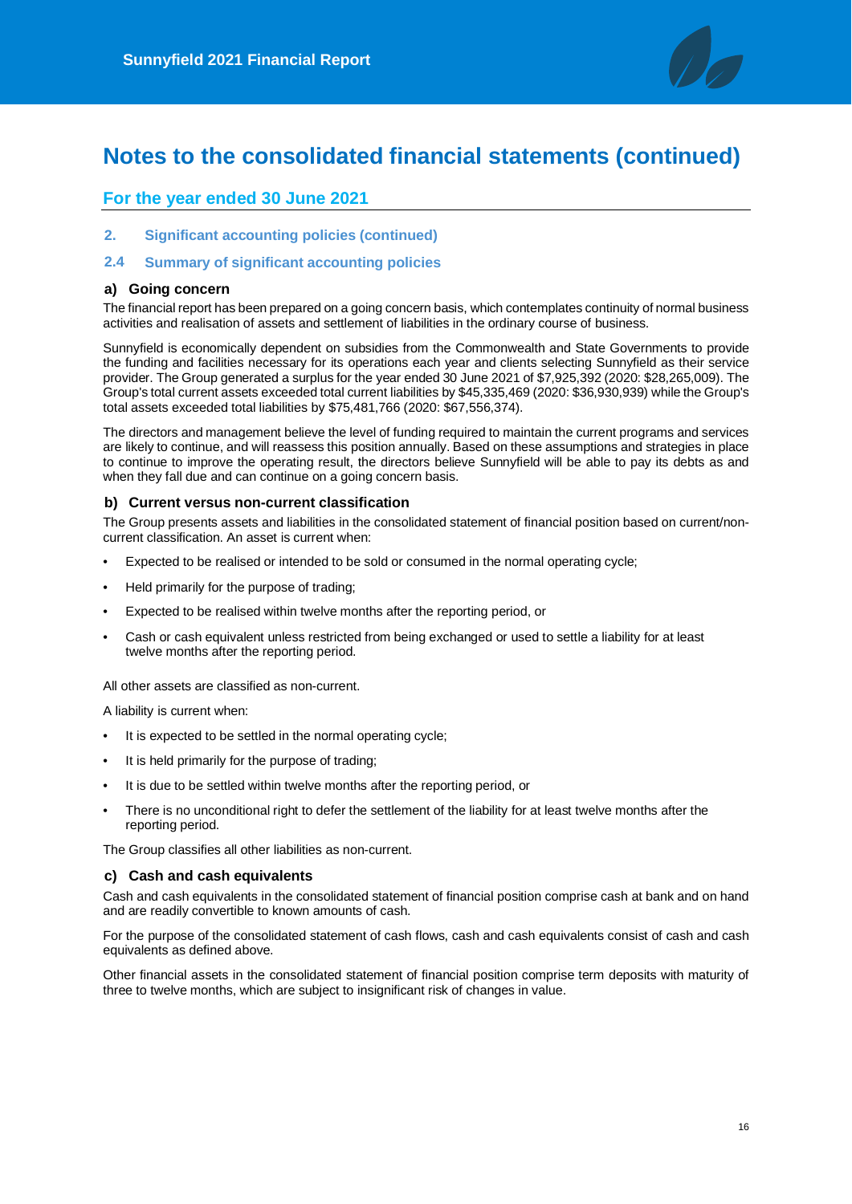# Notes to the consolidated financial statements (continued)

## For the year ended 30 June 2021

### 2. Significant accounting policies (continued)

### 2.4 Summary of significant accounting policies

#### a) Going concern

The financial report has been prepared on a going concern basis, which contemplates continuity of normal business activities and realisation of assets and settlement of liabilities in the ordinary course of business.

Sunnyfield is economically dependent on subsidies from the Commonwealth and State Governments to provide the funding and facilities necessary for its operations each year and clients selecting Sunnyfield as their service provider. The Group generated a surplus for the year ended 30 June 2021 of $7,925,392 (2020: $28,265,009). The Group's total current assets exceeded total current liabilities by $45,335,469 (2020: $36,930,939) while the Group's total assets exceeded total liabilities by $75,481,766 (2020: $67,556,374).

The directors and management believe the level of funding required to maintain the current programs and services are likely to continue, and will reassess this position annually. Based on these assumptions and strategies in place to continue to improve the operating result, the directors believe Sunnyfield will be able to pay its debts as and when they fall due and can continue on a going concern basis.

#### b) Current versus non-current classification

The Group presents assets and liabilities in the consolidated statement of financial position based on current/non-current classification. An asset is current when:

- Expected to be realised or intended to be sold or consumed in the normal operating cycle;
- Held primarily for the purpose of trading;
- Expected to be realised within twelve months after the reporting period, or
- Cash or cash equivalent unless restricted from being exchanged or used to settle a liability for at least twelve months after the reporting period.

All other assets are classified as non-current.

A liability is current when:

- It is expected to be settled in the normal operating cycle;
- It is held primarily for the purpose of trading;
- It is due to be settled within twelve months after the reporting period, or
- There is no unconditional right to defer the settlement of the liability for at least twelve months after the reporting period.

The Group classifies all other liabilities as non-current.

#### c) Cash and cash equivalents

Cash and cash equivalents in the consolidated statement of financial position comprise cash at bank and on hand and are readily convertible to known amounts of cash.

For the purpose of the consolidated statement of cash flows, cash and cash equivalents consist of cash and cash equivalents as defined above.

Other financial assets in the consolidated statement of financial position comprise term deposits with maturity of three to twelve months, which are subject to insignificant risk of changes in value.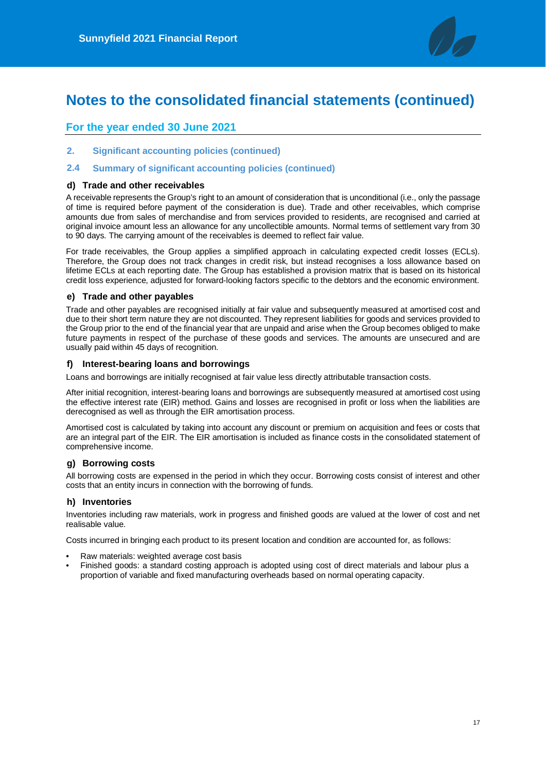# Notes to the consolidated financial statements (continued)

## For the year ended 30 June 2021

### 2. Significant accounting policies (continued)

### 2.4 Summary of significant accounting policies (continued)

#### d) Trade and other receivables

A receivable represents the Group's right to an amount of consideration that is unconditional (i.e., only the passage of time is required before payment of the consideration is due). Trade and other receivables, which comprise amounts due from sales of merchandise and from services provided to residents, are recognised and carried at original invoice amount less an allowance for any uncollectible amounts. Normal terms of settlement vary from 30 to 90 days. The carrying amount of the receivables is deemed to reflect fair value.

For trade receivables, the Group applies a simplified approach in calculating expected credit losses (ECLs). Therefore, the Group does not track changes in credit risk, but instead recognises a loss allowance based on lifetime ECLs at each reporting date. The Group has established a provision matrix that is based on its historical credit loss experience, adjusted for forward-looking factors specific to the debtors and the economic environment.

#### e) Trade and other payables

Trade and other payables are recognised initially at fair value and subsequently measured at amortised cost and due to their short term nature they are not discounted. They represent liabilities for goods and services provided to the Group prior to the end of the financial year that are unpaid and arise when the Group becomes obliged to make future payments in respect of the purchase of these goods and services. The amounts are unsecured and are usually paid within 45 days of recognition.

#### f) Interest-bearing loans and borrowings

Loans and borrowings are initially recognised at fair value less directly attributable transaction costs.

After initial recognition, interest-bearing loans and borrowings are subsequently measured at amortised cost using the effective interest rate (EIR) method. Gains and losses are recognised in profit or loss when the liabilities are derecognised as well as through the EIR amortisation process.

Amortised cost is calculated by taking into account any discount or premium on acquisition and fees or costs that are an integral part of the EIR. The EIR amortisation is included as finance costs in the consolidated statement of comprehensive income.

#### g) Borrowing costs

All borrowing costs are expensed in the period in which they occur. Borrowing costs consist of interest and other costs that an entity incurs in connection with the borrowing of funds.

#### h) Inventories

Inventories including raw materials, work in progress and finished goods are valued at the lower of cost and net realisable value.

Costs incurred in bringing each product to its present location and condition are accounted for, as follows:

- Raw materials: weighted average cost basis
- Finished goods: a standard costing approach is adopted using cost of direct materials and labour plus a proportion of variable and fixed manufacturing overheads based on normal operating capacity.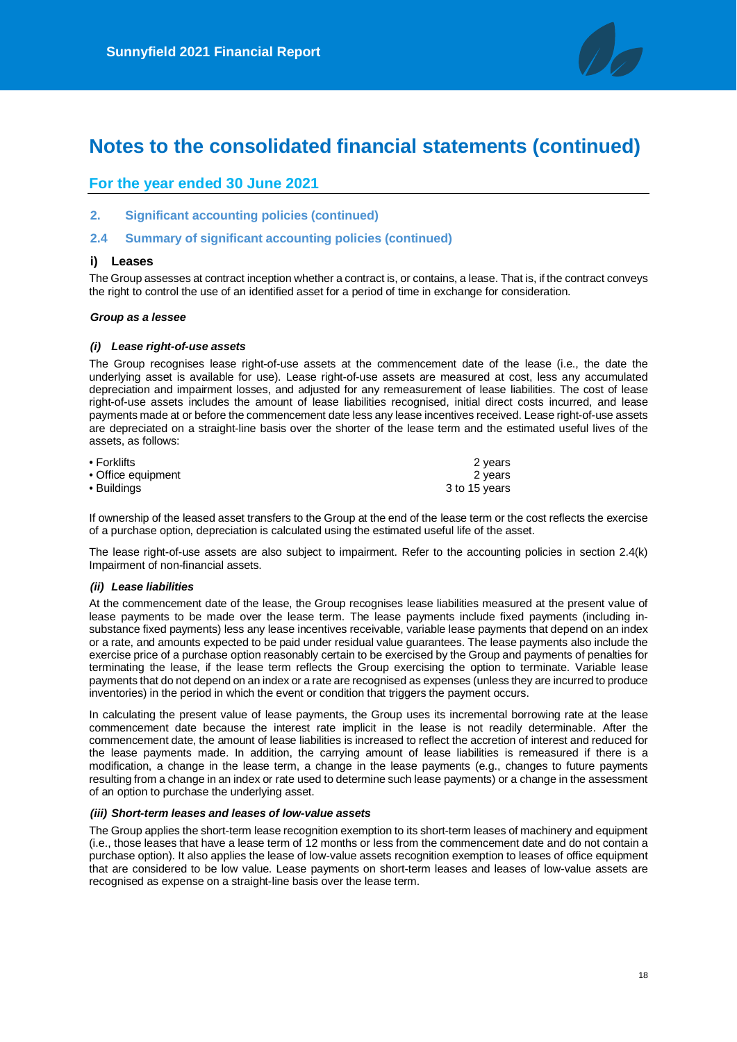# Notes to the consolidated financial statements (continued)

## For the year ended 30 June 2021

### 2. Significant accounting policies (continued)

### 2.4 Summary of significant accounting policies (continued)

#### i) Leases

The Group assesses at contract inception whether a contract is, or contains, a lease. That is, if the contract conveys the right to control the use of an identified asset for a period of time in exchange for consideration.

***Group as a lessee***

***(i) Lease right-of-use assets***

The Group recognises lease right-of-use assets at the commencement date of the lease (i.e., the date the underlying asset is available for use). Lease right-of-use assets are measured at cost, less any accumulated depreciation and impairment losses, and adjusted for any remeasurement of lease liabilities. The cost of lease right-of-use assets includes the amount of lease liabilities recognised, initial direct costs incurred, and lease payments made at or before the commencement date less any lease incentives received. Lease right-of-use assets are depreciated on a straight-line basis over the shorter of the lease term and the estimated useful lives of the assets, as follows:

| | |
|---|---|
| • Forklifts | 2 years |
| • Office equipment | 2 years |
| • Buildings | 3 to 15 years |

If ownership of the leased asset transfers to the Group at the end of the lease term or the cost reflects the exercise of a purchase option, depreciation is calculated using the estimated useful life of the asset.

The lease right-of-use assets are also subject to impairment. Refer to the accounting policies in section 2.4(k) Impairment of non-financial assets.

***(ii) Lease liabilities***

At the commencement date of the lease, the Group recognises lease liabilities measured at the present value of lease payments to be made over the lease term. The lease payments include fixed payments (including in-substance fixed payments) less any lease incentives receivable, variable lease payments that depend on an index or a rate, and amounts expected to be paid under residual value guarantees. The lease payments also include the exercise price of a purchase option reasonably certain to be exercised by the Group and payments of penalties for terminating the lease, if the lease term reflects the Group exercising the option to terminate. Variable lease payments that do not depend on an index or a rate are recognised as expenses (unless they are incurred to produce inventories) in the period in which the event or condition that triggers the payment occurs.

In calculating the present value of lease payments, the Group uses its incremental borrowing rate at the lease commencement date because the interest rate implicit in the lease is not readily determinable. After the commencement date, the amount of lease liabilities is increased to reflect the accretion of interest and reduced for the lease payments made. In addition, the carrying amount of lease liabilities is remeasured if there is a modification, a change in the lease term, a change in the lease payments (e.g., changes to future payments resulting from a change in an index or rate used to determine such lease payments) or a change in the assessment of an option to purchase the underlying asset.

***(iii) Short-term leases and leases of low-value assets***

The Group applies the short-term lease recognition exemption to its short-term leases of machinery and equipment (i.e., those leases that have a lease term of 12 months or less from the commencement date and do not contain a purchase option). It also applies the lease of low-value assets recognition exemption to leases of office equipment that are considered to be low value. Lease payments on short-term leases and leases of low-value assets are recognised as expense on a straight-line basis over the lease term.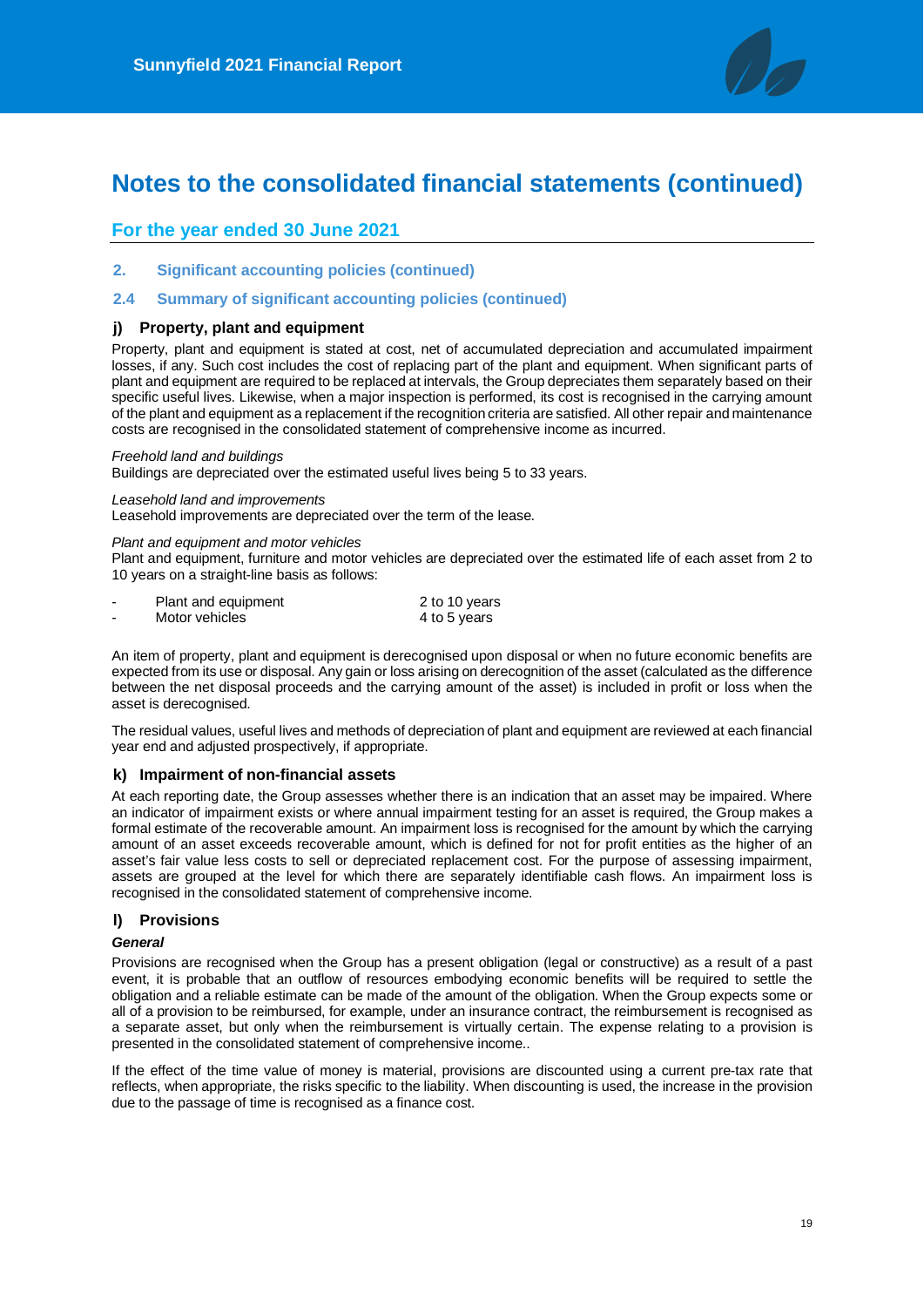# Notes to the consolidated financial statements (continued)

## For the year ended 30 June 2021

### 2. Significant accounting policies (continued)

### 2.4 Summary of significant accounting policies (continued)

#### j) Property, plant and equipment

Property, plant and equipment is stated at cost, net of accumulated depreciation and accumulated impairment losses, if any. Such cost includes the cost of replacing part of the plant and equipment. When significant parts of plant and equipment are required to be replaced at intervals, the Group depreciates them separately based on their specific useful lives. Likewise, when a major inspection is performed, its cost is recognised in the carrying amount of the plant and equipment as a replacement if the recognition criteria are satisfied. All other repair and maintenance costs are recognised in the consolidated statement of comprehensive income as incurred.

*Freehold land and buildings*
Buildings are depreciated over the estimated useful lives being 5 to 33 years.

*Leasehold land and improvements*
Leasehold improvements are depreciated over the term of the lease.

*Plant and equipment and motor vehicles*
Plant and equipment, furniture and motor vehicles are depreciated over the estimated life of each asset from 2 to 10 years on a straight-line basis as follows:

| | | |
|---|---|---|
| - | Plant and equipment | 2 to 10 years |
| - | Motor vehicles | 4 to 5 years |

An item of property, plant and equipment is derecognised upon disposal or when no future economic benefits are expected from its use or disposal. Any gain or loss arising on derecognition of the asset (calculated as the difference between the net disposal proceeds and the carrying amount of the asset) is included in profit or loss when the asset is derecognised.

The residual values, useful lives and methods of depreciation of plant and equipment are reviewed at each financial year end and adjusted prospectively, if appropriate.

#### k) Impairment of non-financial assets

At each reporting date, the Group assesses whether there is an indication that an asset may be impaired. Where an indicator of impairment exists or where annual impairment testing for an asset is required, the Group makes a formal estimate of the recoverable amount. An impairment loss is recognised for the amount by which the carrying amount of an asset exceeds recoverable amount, which is defined for not for profit entities as the higher of an asset's fair value less costs to sell or depreciated replacement cost. For the purpose of assessing impairment, assets are grouped at the level for which there are separately identifiable cash flows. An impairment loss is recognised in the consolidated statement of comprehensive income.

#### l) Provisions

***General***

Provisions are recognised when the Group has a present obligation (legal or constructive) as a result of a past event, it is probable that an outflow of resources embodying economic benefits will be required to settle the obligation and a reliable estimate can be made of the amount of the obligation. When the Group expects some or all of a provision to be reimbursed, for example, under an insurance contract, the reimbursement is recognised as a separate asset, but only when the reimbursement is virtually certain. The expense relating to a provision is presented in the consolidated statement of comprehensive income..

If the effect of the time value of money is material, provisions are discounted using a current pre-tax rate that reflects, when appropriate, the risks specific to the liability. When discounting is used, the increase in the provision due to the passage of time is recognised as a finance cost.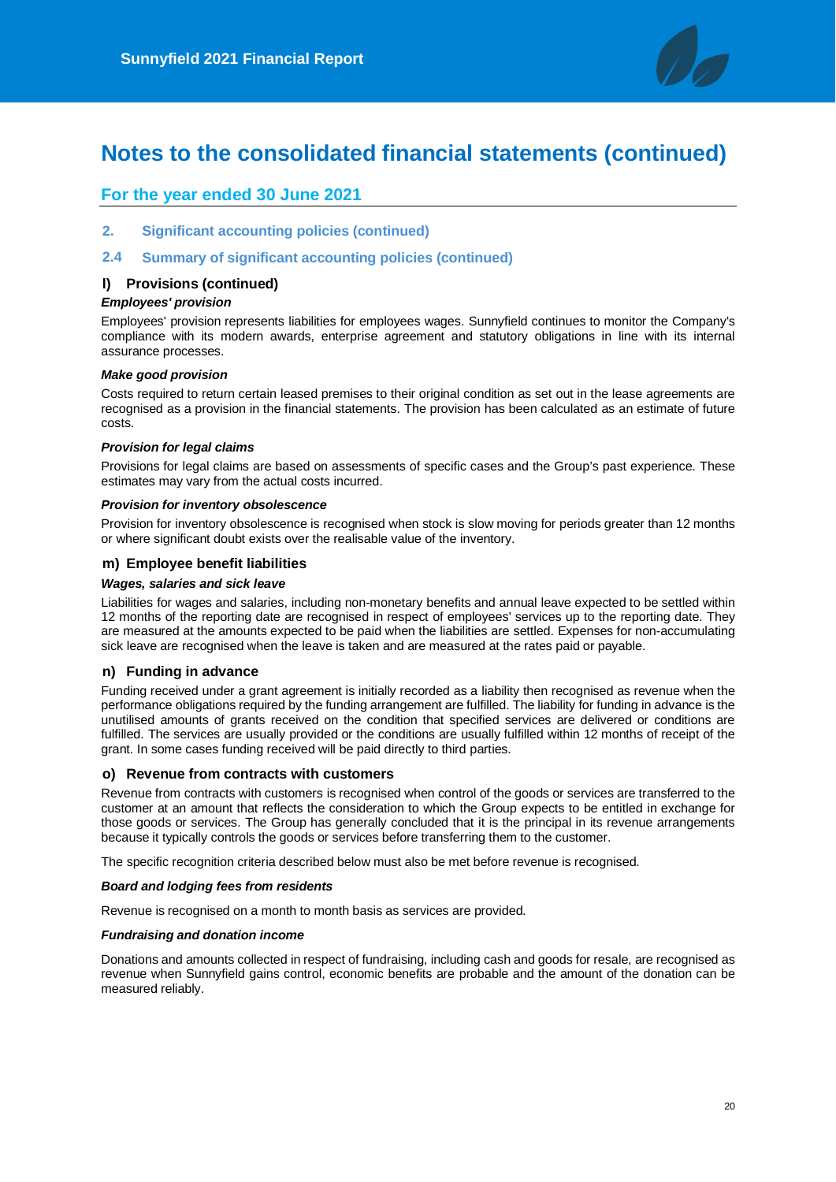# Notes to the consolidated financial statements (continued)

## For the year ended 30 June 2021

### 2. Significant accounting policies (continued)

### 2.4 Summary of significant accounting policies (continued)

#### l) Provisions (continued)

***Employees' provision***

Employees' provision represents liabilities for employees wages. Sunnyfield continues to monitor the Company's compliance with its modern awards, enterprise agreement and statutory obligations in line with its internal assurance processes.

***Make good provision***

Costs required to return certain leased premises to their original condition as set out in the lease agreements are recognised as a provision in the financial statements. The provision has been calculated as an estimate of future costs.

***Provision for legal claims***

Provisions for legal claims are based on assessments of specific cases and the Group's past experience. These estimates may vary from the actual costs incurred.

***Provision for inventory obsolescence***

Provision for inventory obsolescence is recognised when stock is slow moving for periods greater than 12 months or where significant doubt exists over the realisable value of the inventory.

#### m) Employee benefit liabilities

***Wages, salaries and sick leave***

Liabilities for wages and salaries, including non-monetary benefits and annual leave expected to be settled within 12 months of the reporting date are recognised in respect of employees' services up to the reporting date. They are measured at the amounts expected to be paid when the liabilities are settled. Expenses for non-accumulating sick leave are recognised when the leave is taken and are measured at the rates paid or payable.

#### n) Funding in advance

Funding received under a grant agreement is initially recorded as a liability then recognised as revenue when the performance obligations required by the funding arrangement are fulfilled. The liability for funding in advance is the unutilised amounts of grants received on the condition that specified services are delivered or conditions are fulfilled. The services are usually provided or the conditions are usually fulfilled within 12 months of receipt of the grant. In some cases funding received will be paid directly to third parties.

#### o) Revenue from contracts with customers

Revenue from contracts with customers is recognised when control of the goods or services are transferred to the customer at an amount that reflects the consideration to which the Group expects to be entitled in exchange for those goods or services. The Group has generally concluded that it is the principal in its revenue arrangements because it typically controls the goods or services before transferring them to the customer.

The specific recognition criteria described below must also be met before revenue is recognised.

***Board and lodging fees from residents***

Revenue is recognised on a month to month basis as services are provided.

***Fundraising and donation income***

Donations and amounts collected in respect of fundraising, including cash and goods for resale, are recognised as revenue when Sunnyfield gains control, economic benefits are probable and the amount of the donation can be measured reliably.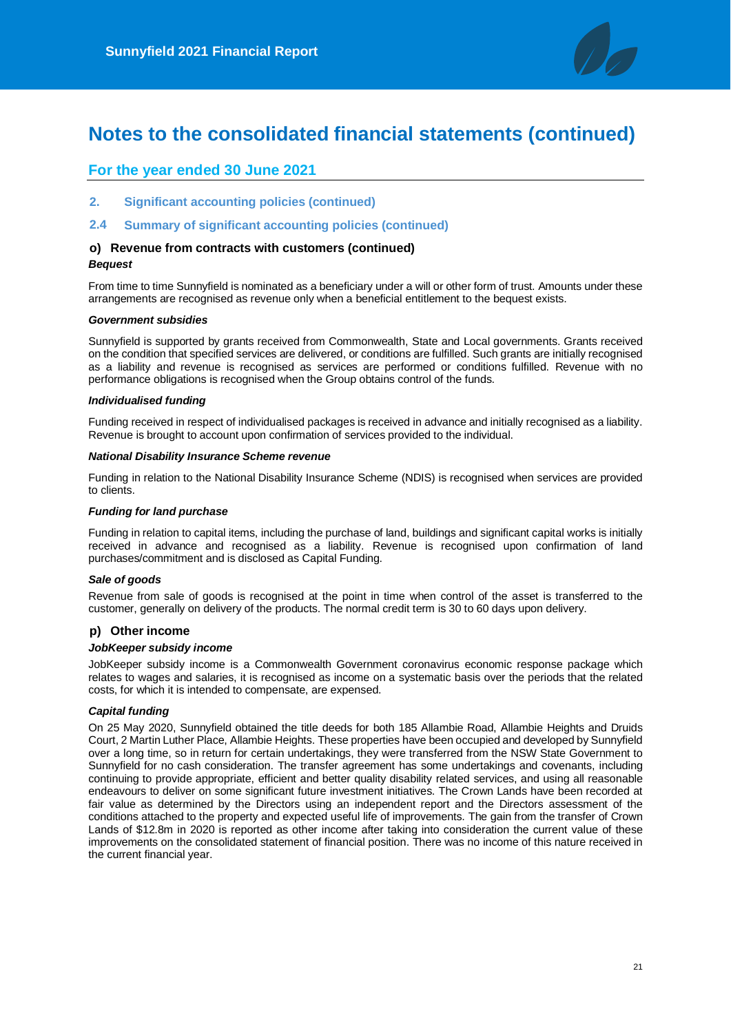# Notes to the consolidated financial statements (continued)

## For the year ended 30 June 2021

### 2. Significant accounting policies (continued)

### 2.4 Summary of significant accounting policies (continued)

#### o) Revenue from contracts with customers (continued)

***Bequest***

From time to time Sunnyfield is nominated as a beneficiary under a will or other form of trust. Amounts under these arrangements are recognised as revenue only when a beneficial entitlement to the bequest exists.

***Government subsidies***

Sunnyfield is supported by grants received from Commonwealth, State and Local governments. Grants received on the condition that specified services are delivered, or conditions are fulfilled. Such grants are initially recognised as a liability and revenue is recognised as services are performed or conditions fulfilled. Revenue with no performance obligations is recognised when the Group obtains control of the funds.

***Individualised funding***

Funding received in respect of individualised packages is received in advance and initially recognised as a liability. Revenue is brought to account upon confirmation of services provided to the individual.

***National Disability Insurance Scheme revenue***

Funding in relation to the National Disability Insurance Scheme (NDIS) is recognised when services are provided to clients.

***Funding for land purchase***

Funding in relation to capital items, including the purchase of land, buildings and significant capital works is initially received in advance and recognised as a liability. Revenue is recognised upon confirmation of land purchases/commitment and is disclosed as Capital Funding.

***Sale of goods***

Revenue from sale of goods is recognised at the point in time when control of the asset is transferred to the customer, generally on delivery of the products. The normal credit term is 30 to 60 days upon delivery.

#### p) Other income

***JobKeeper subsidy income***

JobKeeper subsidy income is a Commonwealth Government coronavirus economic response package which relates to wages and salaries, it is recognised as income on a systematic basis over the periods that the related costs, for which it is intended to compensate, are expensed.

***Capital funding***

On 25 May 2020, Sunnyfield obtained the title deeds for both 185 Allambie Road, Allambie Heights and Druids Court, 2 Martin Luther Place, Allambie Heights. These properties have been occupied and developed by Sunnyfield over a long time, so in return for certain undertakings, they were transferred from the NSW State Government to Sunnyfield for no cash consideration. The transfer agreement has some undertakings and covenants, including continuing to provide appropriate, efficient and better quality disability related services, and using all reasonable endeavours to deliver on some significant future investment initiatives. The Crown Lands have been recorded at fair value as determined by the Directors using an independent report and the Directors assessment of the conditions attached to the property and expected useful life of improvements. The gain from the transfer of Crown Lands of $12.8m in 2020 is reported as other income after taking into consideration the current value of these improvements on the consolidated statement of financial position. There was no income of this nature received in the current financial year.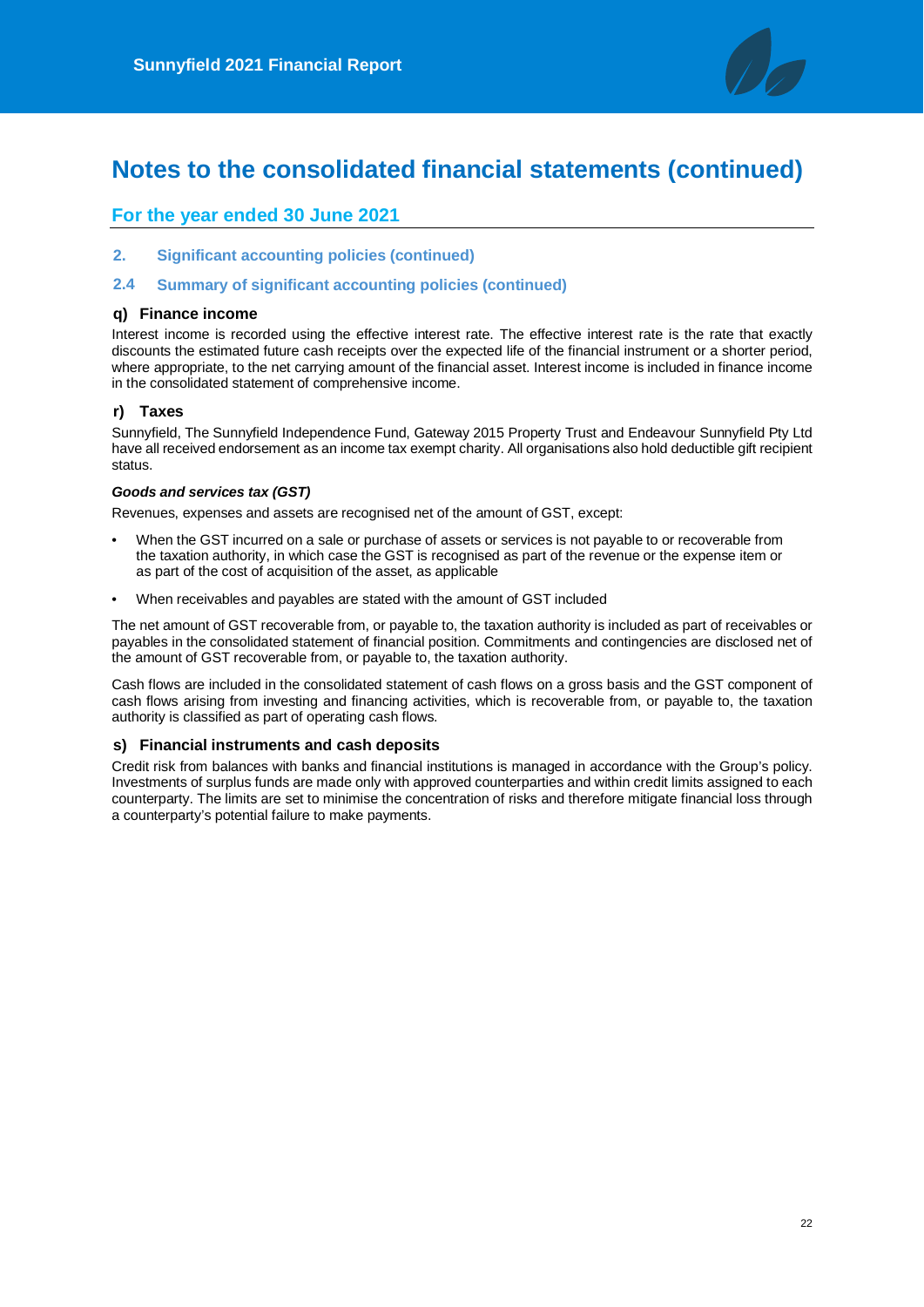# Notes to the consolidated financial statements (continued)

## For the year ended 30 June 2021

### 2. Significant accounting policies (continued)

### 2.4 Summary of significant accounting policies (continued)

#### q) Finance income

Interest income is recorded using the effective interest rate. The effective interest rate is the rate that exactly discounts the estimated future cash receipts over the expected life of the financial instrument or a shorter period, where appropriate, to the net carrying amount of the financial asset. Interest income is included in finance income in the consolidated statement of comprehensive income.

#### r) Taxes

Sunnyfield, The Sunnyfield Independence Fund, Gateway 2015 Property Trust and Endeavour Sunnyfield Pty Ltd have all received endorsement as an income tax exempt charity. All organisations also hold deductible gift recipient status.

***Goods and services tax (GST)***

Revenues, expenses and assets are recognised net of the amount of GST, except:

- When the GST incurred on a sale or purchase of assets or services is not payable to or recoverable from the taxation authority, in which case the GST is recognised as part of the revenue or the expense item or as part of the cost of acquisition of the asset, as applicable
- When receivables and payables are stated with the amount of GST included

The net amount of GST recoverable from, or payable to, the taxation authority is included as part of receivables or payables in the consolidated statement of financial position. Commitments and contingencies are disclosed net of the amount of GST recoverable from, or payable to, the taxation authority.

Cash flows are included in the consolidated statement of cash flows on a gross basis and the GST component of cash flows arising from investing and financing activities, which is recoverable from, or payable to, the taxation authority is classified as part of operating cash flows.

#### s) Financial instruments and cash deposits

Credit risk from balances with banks and financial institutions is managed in accordance with the Group's policy. Investments of surplus funds are made only with approved counterparties and within credit limits assigned to each counterparty. The limits are set to minimise the concentration of risks and therefore mitigate financial loss through a counterparty's potential failure to make payments.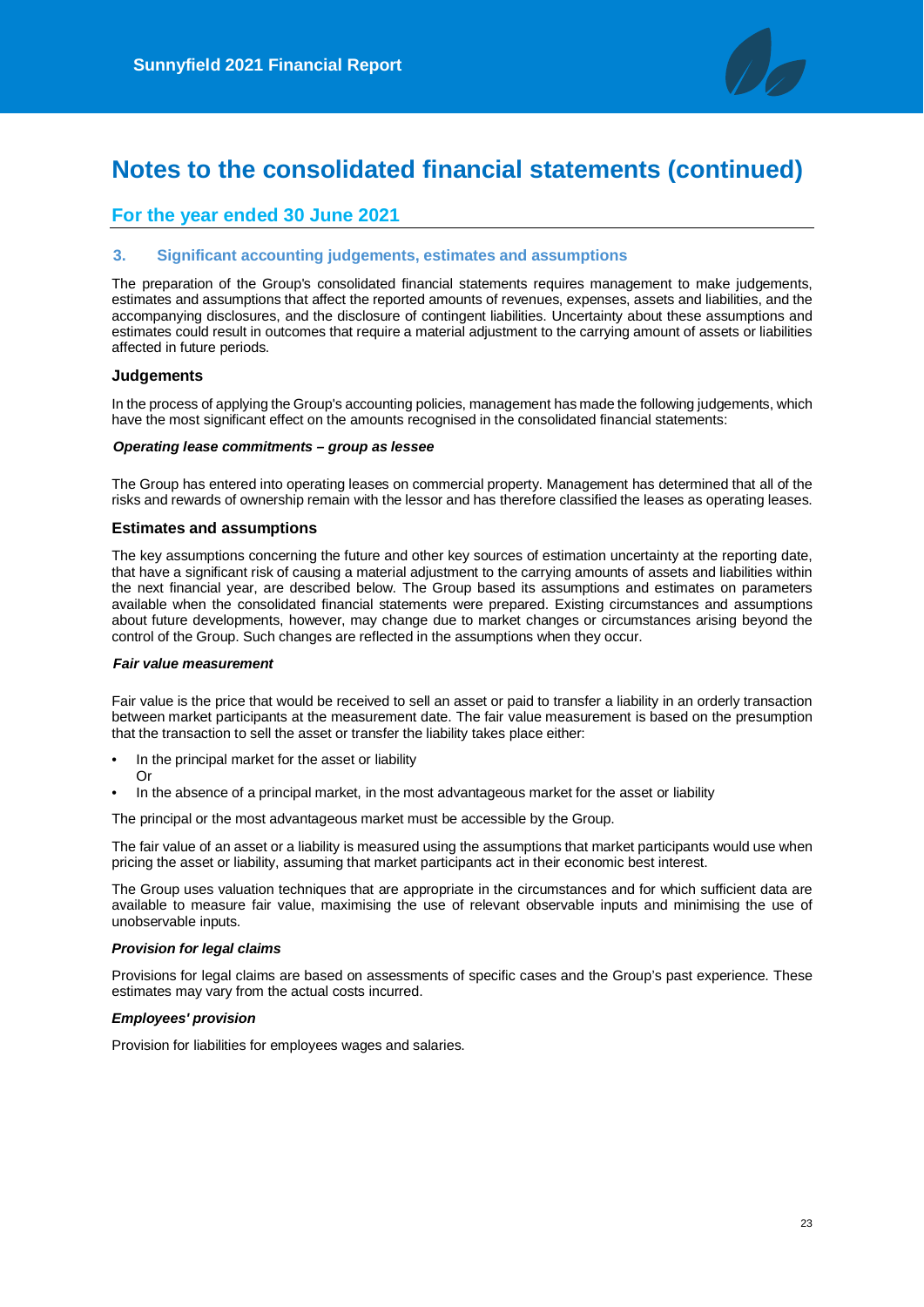# Notes to the consolidated financial statements (continued)

## For the year ended 30 June 2021

### 3. Significant accounting judgements, estimates and assumptions

The preparation of the Group's consolidated financial statements requires management to make judgements, estimates and assumptions that affect the reported amounts of revenues, expenses, assets and liabilities, and the accompanying disclosures, and the disclosure of contingent liabilities. Uncertainty about these assumptions and estimates could result in outcomes that require a material adjustment to the carrying amount of assets or liabilities affected in future periods.

#### Judgements

In the process of applying the Group's accounting policies, management has made the following judgements, which have the most significant effect on the amounts recognised in the consolidated financial statements:

***Operating lease commitments – group as lessee***

The Group has entered into operating leases on commercial property. Management has determined that all of the risks and rewards of ownership remain with the lessor and has therefore classified the leases as operating leases.

#### Estimates and assumptions

The key assumptions concerning the future and other key sources of estimation uncertainty at the reporting date, that have a significant risk of causing a material adjustment to the carrying amounts of assets and liabilities within the next financial year, are described below. The Group based its assumptions and estimates on parameters available when the consolidated financial statements were prepared. Existing circumstances and assumptions about future developments, however, may change due to market changes or circumstances arising beyond the control of the Group. Such changes are reflected in the assumptions when they occur.

***Fair value measurement***

Fair value is the price that would be received to sell an asset or paid to transfer a liability in an orderly transaction between market participants at the measurement date. The fair value measurement is based on the presumption that the transaction to sell the asset or transfer the liability takes place either:

- In the principal market for the asset or liability
  Or
- In the absence of a principal market, in the most advantageous market for the asset or liability

The principal or the most advantageous market must be accessible by the Group.

The fair value of an asset or a liability is measured using the assumptions that market participants would use when pricing the asset or liability, assuming that market participants act in their economic best interest.

The Group uses valuation techniques that are appropriate in the circumstances and for which sufficient data are available to measure fair value, maximising the use of relevant observable inputs and minimising the use of unobservable inputs.

***Provision for legal claims***

Provisions for legal claims are based on assessments of specific cases and the Group's past experience. These estimates may vary from the actual costs incurred.

***Employees' provision***

Provision for liabilities for employees wages and salaries.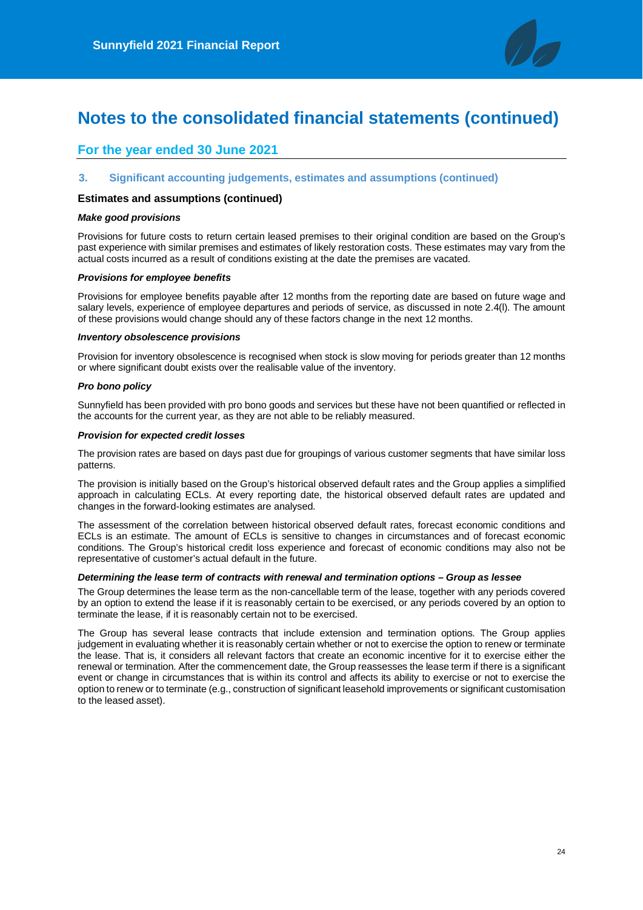# Notes to the consolidated financial statements (continued)

## For the year ended 30 June 2021

### 3. Significant accounting judgements, estimates and assumptions (continued)

#### Estimates and assumptions (continued)

***Make good provisions***

Provisions for future costs to return certain leased premises to their original condition are based on the Group's past experience with similar premises and estimates of likely restoration costs. These estimates may vary from the actual costs incurred as a result of conditions existing at the date the premises are vacated.

***Provisions for employee benefits***

Provisions for employee benefits payable after 12 months from the reporting date are based on future wage and salary levels, experience of employee departures and periods of service, as discussed in note 2.4(l). The amount of these provisions would change should any of these factors change in the next 12 months.

***Inventory obsolescence provisions***

Provision for inventory obsolescence is recognised when stock is slow moving for periods greater than 12 months or where significant doubt exists over the realisable value of the inventory.

***Pro bono policy***

Sunnyfield has been provided with pro bono goods and services but these have not been quantified or reflected in the accounts for the current year, as they are not able to be reliably measured.

***Provision for expected credit losses***

The provision rates are based on days past due for groupings of various customer segments that have similar loss patterns.

The provision is initially based on the Group's historical observed default rates and the Group applies a simplified approach in calculating ECLs. At every reporting date, the historical observed default rates are updated and changes in the forward-looking estimates are analysed.

The assessment of the correlation between historical observed default rates, forecast economic conditions and ECLs is an estimate. The amount of ECLs is sensitive to changes in circumstances and of forecast economic conditions. The Group's historical credit loss experience and forecast of economic conditions may also not be representative of customer's actual default in the future.

***Determining the lease term of contracts with renewal and termination options – Group as lessee***

The Group determines the lease term as the non-cancellable term of the lease, together with any periods covered by an option to extend the lease if it is reasonably certain to be exercised, or any periods covered by an option to terminate the lease, if it is reasonably certain not to be exercised.

The Group has several lease contracts that include extension and termination options. The Group applies judgement in evaluating whether it is reasonably certain whether or not to exercise the option to renew or terminate the lease. That is, it considers all relevant factors that create an economic incentive for it to exercise either the renewal or termination. After the commencement date, the Group reassesses the lease term if there is a significant event or change in circumstances that is within its control and affects its ability to exercise or not to exercise the option to renew or to terminate (e.g., construction of significant leasehold improvements or significant customisation to the leased asset).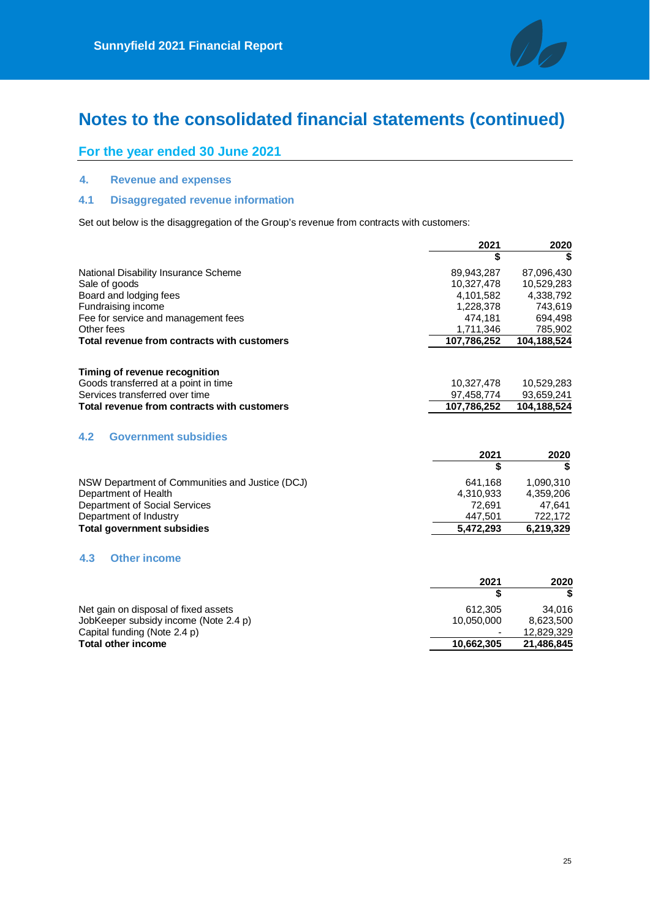# Notes to the consolidated financial statements (continued)

## For the year ended 30 June 2021

### 4. Revenue and expenses

### 4.1 Disaggregated revenue information

Set out below is the disaggregation of the Group's revenue from contracts with customers:

| | 2021 | 2020 |
|---|---|---|
| | $ | $ |
| National Disability Insurance Scheme | 89,943,287 | 87,096,430 |
| Sale of goods | 10,327,478 | 10,529,283 |
| Board and lodging fees | 4,101,582 | 4,338,792 |
| Fundraising income | 1,228,378 | 743,619 |
| Fee for service and management fees | 474,181 | 694,498 |
| Other fees | 1,711,346 | 785,902 |
| **Total revenue from contracts with customers** | **107,786,252** | **104,188,524** |
| | | |
| **Timing of revenue recognition** | | |
| Goods transferred at a point in time | 10,327,478 | 10,529,283 |
| Services transferred over time | 97,458,774 | 93,659,241 |
| **Total revenue from contracts with customers** | **107,786,252** | **104,188,524** |

### 4.2 Government subsidies

| | 2021 | 2020 |
|---|---|---|
| | $ | $ |
| NSW Department of Communities and Justice (DCJ) | 641,168 | 1,090,310 |
| Department of Health | 4,310,933 | 4,359,206 |
| Department of Social Services | 72,691 | 47,641 |
| Department of Industry | 447,501 | 722,172 |
| **Total government subsidies** | **5,472,293** | **6,219,329** |

### 4.3 Other income

| | 2021 | 2020 |
|---|---|---|
| | $ | $ |
| Net gain on disposal of fixed assets | 612,305 | 34,016 |
| JobKeeper subsidy income (Note 2.4 p) | 10,050,000 | 8,623,500 |
| Capital funding (Note 2.4 p) | - | 12,829,329 |
| **Total other income** | **10,662,305** | **21,486,845** |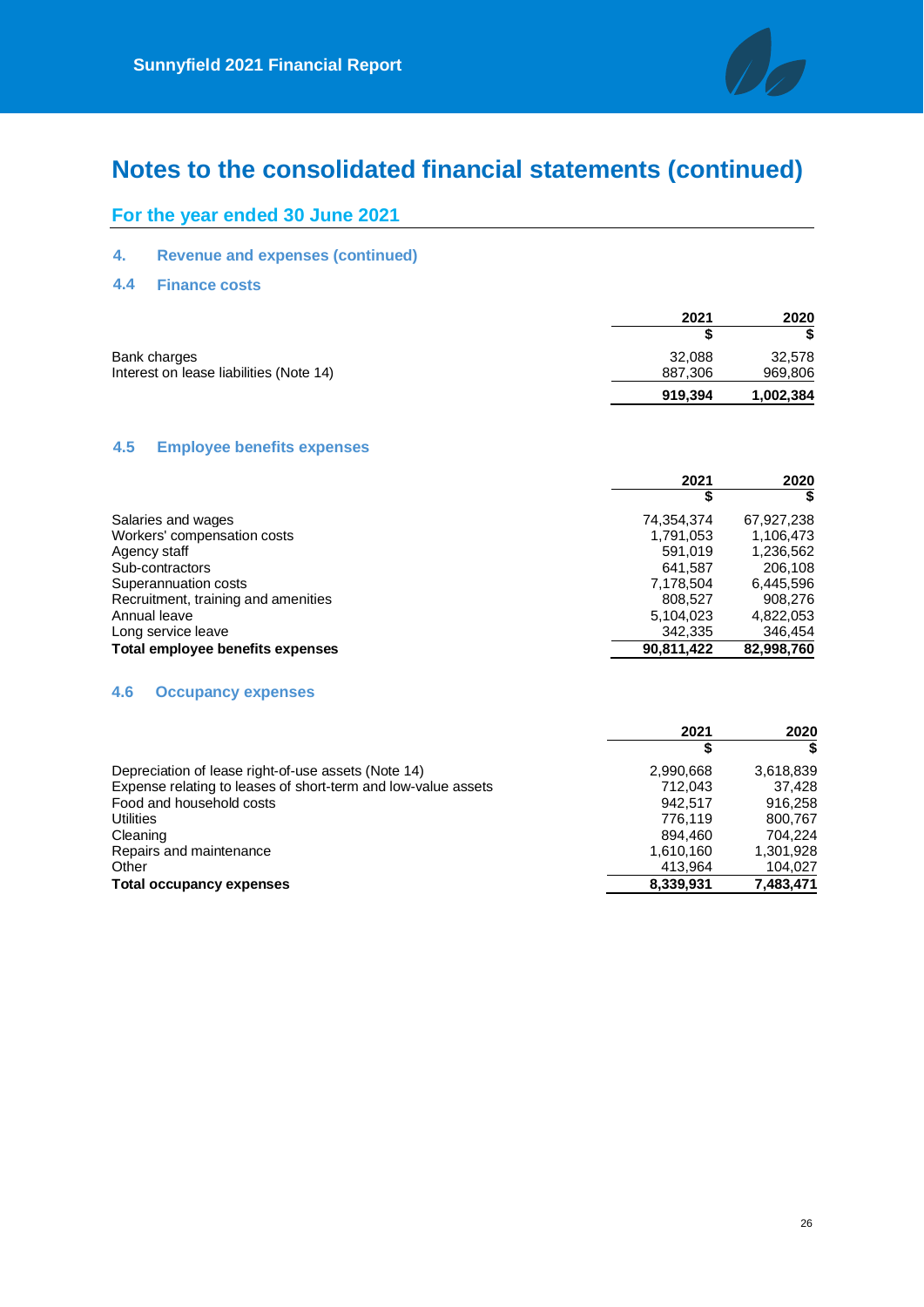# Notes to the consolidated financial statements (continued)

## For the year ended 30 June 2021

### 4. Revenue and expenses (continued)

### 4.4 Finance costs

| | 2021<br>$ | 2020<br>$ |
|---|---|---|
| Bank charges | 32,088 | 32,578 |
| Interest on lease liabilities (Note 14) | 887,306 | 969,806 |
| | **919,394** | **1,002,384** |

### 4.5 Employee benefits expenses

| | 2021<br>$ | 2020<br>$ |
|---|---|---|
| Salaries and wages | 74,354,374 | 67,927,238 |
| Workers' compensation costs | 1,791,053 | 1,106,473 |
| Agency staff | 591,019 | 1,236,562 |
| Sub-contractors | 641,587 | 206,108 |
| Superannuation costs | 7,178,504 | 6,445,596 |
| Recruitment, training and amenities | 808,527 | 908,276 |
| Annual leave | 5,104,023 | 4,822,053 |
| Long service leave | 342,335 | 346,454 |
| **Total employee benefits expenses** | **90,811,422** | **82,998,760** |

### 4.6 Occupancy expenses

| | 2021<br>$ | 2020<br>$ |
|---|---|---|
| Depreciation of lease right-of-use assets (Note 14) | 2,990,668 | 3,618,839 |
| Expense relating to leases of short-term and low-value assets | 712,043 | 37,428 |
| Food and household costs | 942,517 | 916,258 |
| Utilities | 776,119 | 800,767 |
| Cleaning | 894,460 | 704,224 |
| Repairs and maintenance | 1,610,160 | 1,301,928 |
| Other | 413,964 | 104,027 |
| **Total occupancy expenses** | **8,339,931** | **7,483,471** |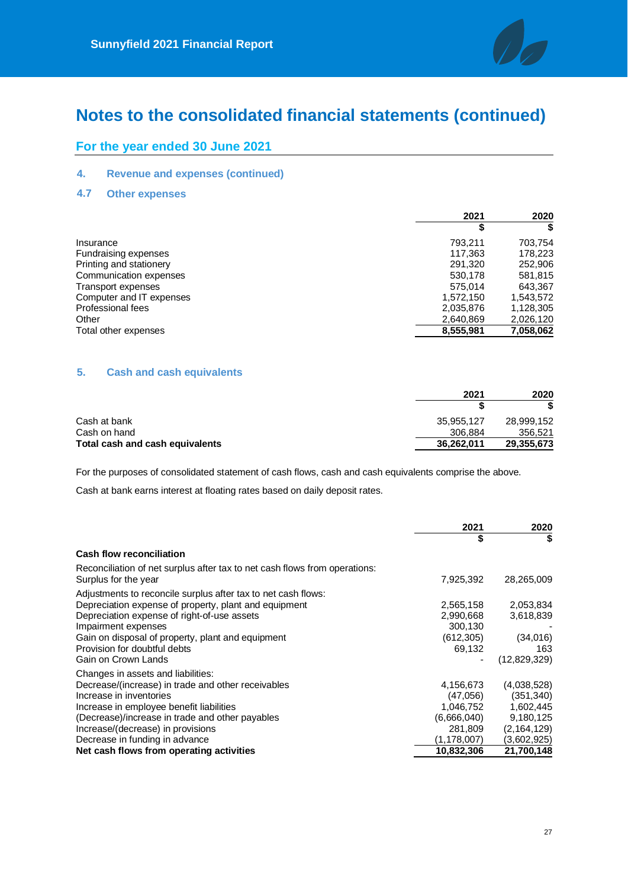# Notes to the consolidated financial statements (continued)

## For the year ended 30 June 2021

### 4. Revenue and expenses (continued)

### 4.7 Other expenses

| | 2021 | 2020 |
|---|---|---|
| | $ | $ |
| Insurance | 793,211 | 703,754 |
| Fundraising expenses | 117,363 | 178,223 |
| Printing and stationery | 291,320 | 252,906 |
| Communication expenses | 530,178 | 581,815 |
| Transport expenses | 575,014 | 643,367 |
| Computer and IT expenses | 1,572,150 | 1,543,572 |
| Professional fees | 2,035,876 | 1,128,305 |
| Other | 2,640,869 | 2,026,120 |
| Total other expenses | **8,555,981** | **7,058,062** |

### 5. Cash and cash equivalents

| | 2021 | 2020 |
|---|---|---|
| | $ | $ |
| Cash at bank | 35,955,127 | 28,999,152 |
| Cash on hand | 306,884 | 356,521 |
| **Total cash and cash equivalents** | **36,262,011** | **29,355,673** |

For the purposes of consolidated statement of cash flows, cash and cash equivalents comprise the above.

Cash at bank earns interest at floating rates based on daily deposit rates.

| | 2021 | 2020 |
|---|---|---|
| | $ | $ |
| **Cash flow reconciliation** | | |
| Reconciliation of net surplus after tax to net cash flows from operations: | | |
| Surplus for the year | 7,925,392 | 28,265,009 |
| Adjustments to reconcile surplus after tax to net cash flows: | | |
| Depreciation expense of property, plant and equipment | 2,565,158 | 2,053,834 |
| Depreciation expense of right-of-use assets | 2,990,668 | 3,618,839 |
| Impairment expenses | 300,130 | - |
| Gain on disposal of property, plant and equipment | (612,305) | (34,016) |
| Provision for doubtful debts | 69,132 | 163 |
| Gain on Crown Lands | - | (12,829,329) |
| Changes in assets and liabilities: | | |
| Decrease/(increase) in trade and other receivables | 4,156,673 | (4,038,528) |
| Increase in inventories | (47,056) | (351,340) |
| Increase in employee benefit liabilities | 1,046,752 | 1,602,445 |
| (Decrease)/increase in trade and other payables | (6,666,040) | 9,180,125 |
| Increase/(decrease) in provisions | 281,809 | (2,164,129) |
| Decrease in funding in advance | (1,178,007) | (3,602,925) |
| **Net cash flows from operating activities** | **10,832,306** | **21,700,148** |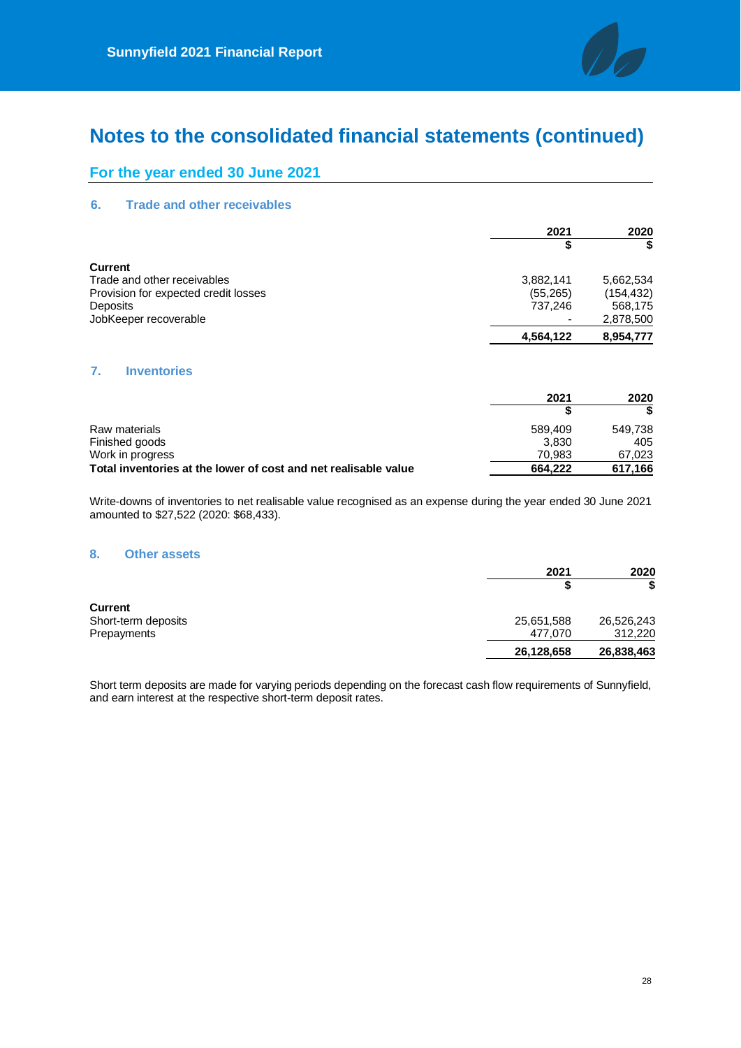# Notes to the consolidated financial statements (continued)

## For the year ended 30 June 2021

### 6. Trade and other receivables

| | 2021 | 2020 |
|---|---|---|
| | $ | $ |
| **Current** | | |
| Trade and other receivables | 3,882,141 | 5,662,534 |
| Provision for expected credit losses | (55,265) | (154,432) |
| Deposits | 737,246 | 568,175 |
| JobKeeper recoverable | - | 2,878,500 |
| | **4,564,122** | **8,954,777** |

### 7. Inventories

| | 2021 | 2020 |
|---|---|---|
| | $ | $ |
| Raw materials | 589,409 | 549,738 |
| Finished goods | 3,830 | 405 |
| Work in progress | 70,983 | 67,023 |
| **Total inventories at the lower of cost and net realisable value** | **664,222** | **617,166** |

Write-downs of inventories to net realisable value recognised as an expense during the year ended 30 June 2021 amounted to $27,522 (2020: $68,433).

### 8. Other assets

| | 2021 | 2020 |
|---|---|---|
| | $ | $ |
| **Current** | | |
| Short-term deposits | 25,651,588 | 26,526,243 |
| Prepayments | 477,070 | 312,220 |
| | **26,128,658** | **26,838,463** |

Short term deposits are made for varying periods depending on the forecast cash flow requirements of Sunnyfield, and earn interest at the respective short-term deposit rates.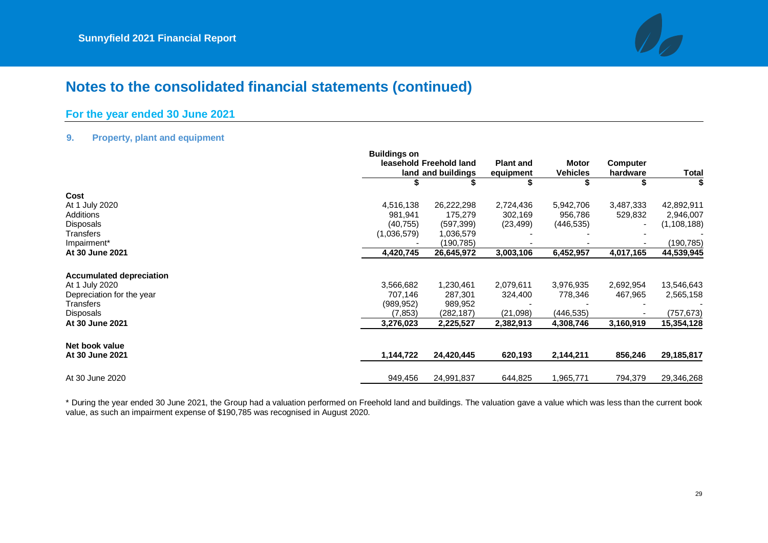# Notes to the consolidated financial statements (continued)

## For the year ended 30 June 2021

### 9. Property, plant and equipment

| | Buildings on leasehold land | Freehold land and buildings | Plant and equipment | Motor Vehicles | Computer hardware | Total |
|---|---|---|---|---|---|---|
| | $ | $ | $ | $ | $ | $ |
| **Cost** | | | | | | |
| At 1 July 2020 | 4,516,138 | 26,222,298 | 2,724,436 | 5,942,706 | 3,487,333 | 42,892,911 |
| Additions | 981,941 | 175,279 | 302,169 | 956,786 | 529,832 | 2,946,007 |
| Disposals | (40,755) | (597,399) | (23,499) | (446,535) | - | (1,108,188) |
| Transfers | (1,036,579) | 1,036,579 | - | - | - | - |
| Impairment* | - | (190,785) | - | - | - | (190,785) |
| **At 30 June 2021** | **4,420,745** | **26,645,972** | **3,003,106** | **6,452,957** | **4,017,165** | **44,539,945** |
| **Accumulated depreciation** | | | | | | |
| At 1 July 2020 | 3,566,682 | 1,230,461 | 2,079,611 | 3,976,935 | 2,692,954 | 13,546,643 |
| Depreciation for the year | 707,146 | 287,301 | 324,400 | 778,346 | 467,965 | 2,565,158 |
| Transfers | (989,952) | 989,952 | - | - | - | - |
| Disposals | (7,853) | (282,187) | (21,098) | (446,535) | - | (757,673) |
| **At 30 June 2021** | **3,276,023** | **2,225,527** | **2,382,913** | **4,308,746** | **3,160,919** | **15,354,128** |
| **Net book value** | | | | | | |
| **At 30 June 2021** | **1,144,722** | **24,420,445** | **620,193** | **2,144,211** | **856,246** | **29,185,817** |
| At 30 June 2020 | 949,456 | 24,991,837 | 644,825 | 1,965,771 | 794,379 | 29,346,268 |

* During the year ended 30 June 2021, the Group had a valuation performed on Freehold land and buildings. The valuation gave a value which was less than the current book value, as such an impairment expense of $190,785 was recognised in August 2020.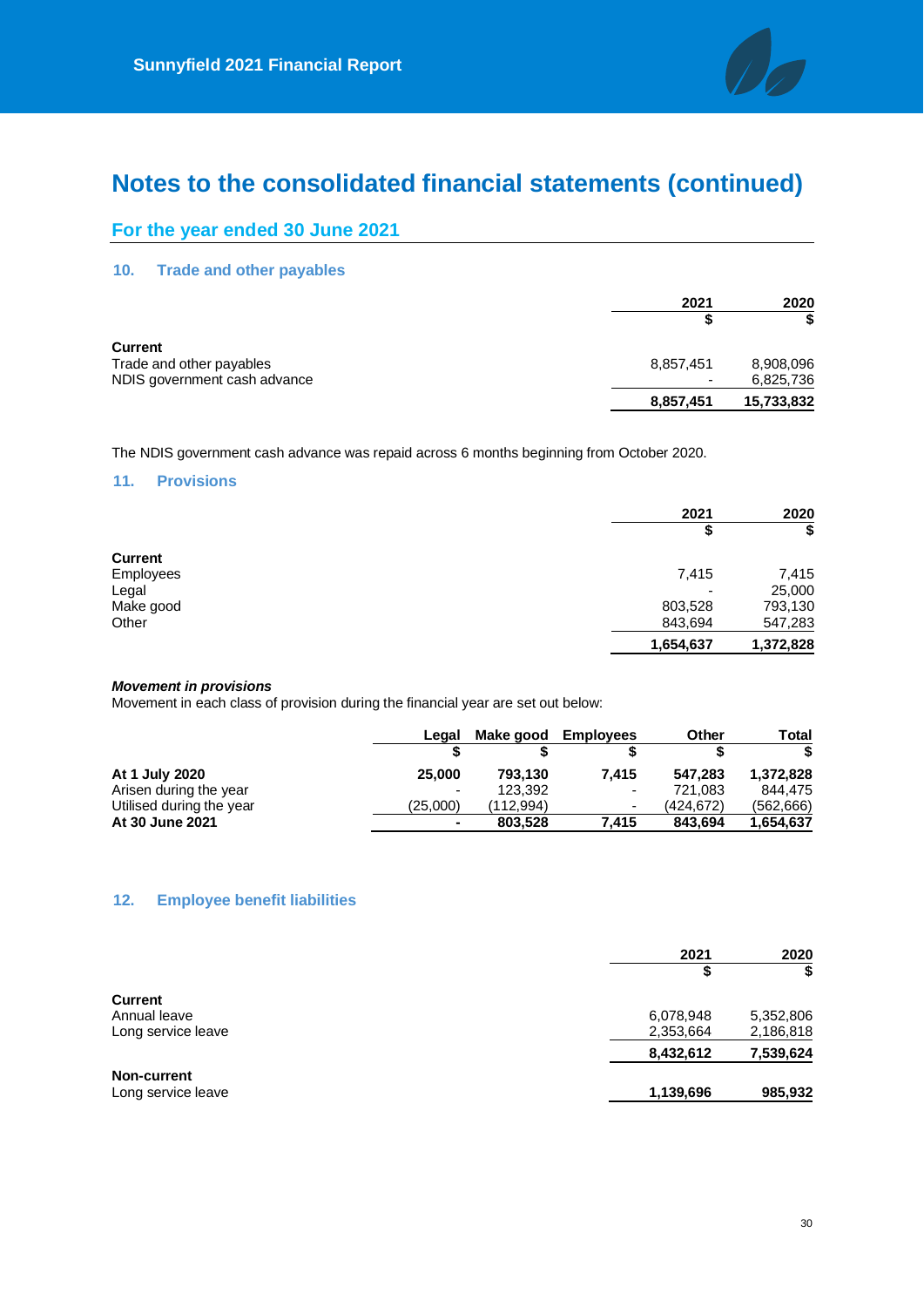# Notes to the consolidated financial statements (continued)

## For the year ended 30 June 2021

### 10. Trade and other payables

| | 2021 | 2020 |
|---|---|---|
| | $ | $ |
| **Current** | | |
| Trade and other payables | 8,857,451 | 8,908,096 |
| NDIS government cash advance | - | 6,825,736 |
| | **8,857,451** | **15,733,832** |

The NDIS government cash advance was repaid across 6 months beginning from October 2020.

### 11. Provisions

| | 2021 | 2020 |
|---|---|---|
| | $ | $ |
| **Current** | | |
| Employees | 7,415 | 7,415 |
| Legal | - | 25,000 |
| Make good | 803,528 | 793,130 |
| Other | 843,694 | 547,283 |
| | **1,654,637** | **1,372,828** |

***Movement in provisions***

Movement in each class of provision during the financial year are set out below:

| | Legal | Make good | Employees | Other | Total |
|---|---|---|---|---|---|
| | $ | $ | $ | $ | $ |
| **At 1 July 2020** | **25,000** | **793,130** | **7,415** | **547,283** | **1,372,828** |
| Arisen during the year | - | 123,392 | - | 721,083 | 844,475 |
| Utilised during the year | (25,000) | (112,994) | - | (424,672) | (562,666) |
| **At 30 June 2021** | **-** | **803,528** | **7,415** | **843,694** | **1,654,637** |

### 12. Employee benefit liabilities

| | 2021 | 2020 |
|---|---|---|
| | $ | $ |
| **Current** | | |
| Annual leave | 6,078,948 | 5,352,806 |
| Long service leave | 2,353,664 | 2,186,818 |
| | **8,432,612** | **7,539,624** |
| **Non-current** | | |
| Long service leave | **1,139,696** | **985,932** |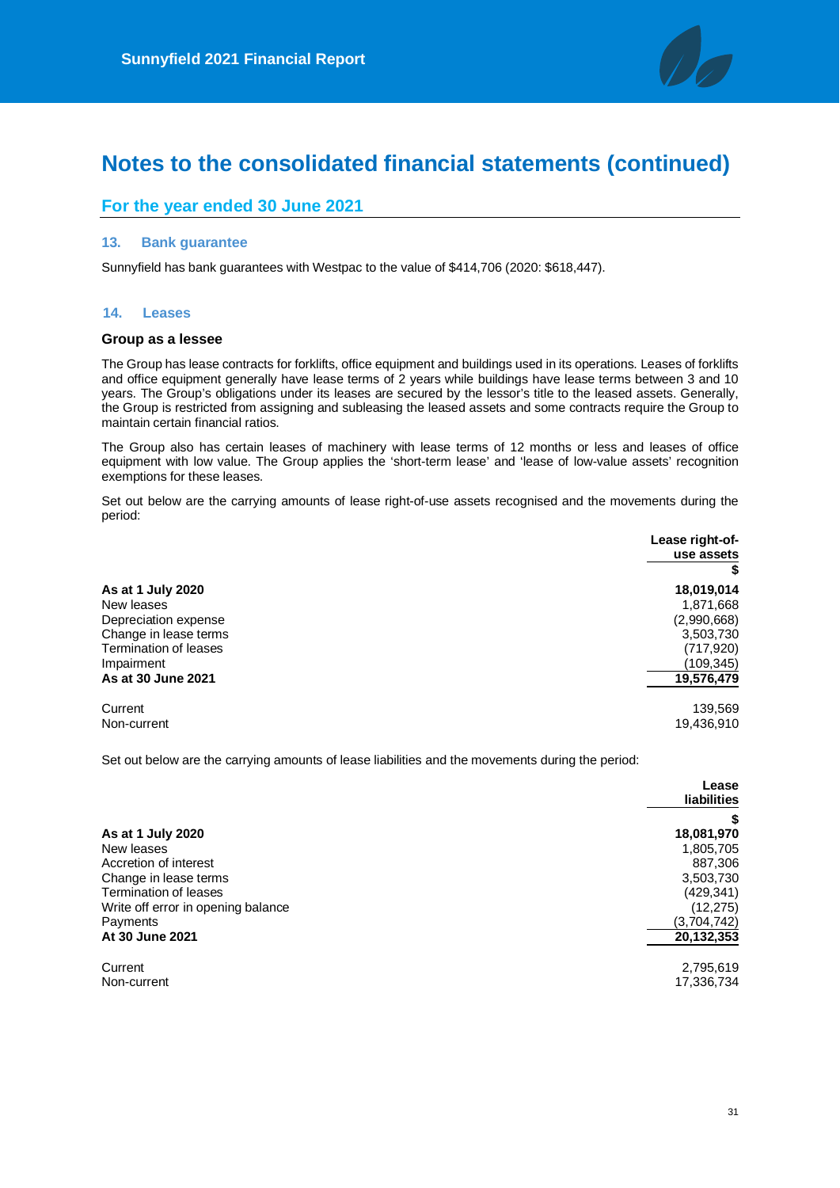# Notes to the consolidated financial statements (continued)

## For the year ended 30 June 2021

### 13. Bank guarantee

Sunnyfield has bank guarantees with Westpac to the value of $414,706 (2020: $618,447).

### 14. Leases

#### Group as a lessee

The Group has lease contracts for forklifts, office equipment and buildings used in its operations. Leases of forklifts and office equipment generally have lease terms of 2 years while buildings have lease terms between 3 and 10 years. The Group's obligations under its leases are secured by the lessor's title to the leased assets. Generally, the Group is restricted from assigning and subleasing the leased assets and some contracts require the Group to maintain certain financial ratios.

The Group also has certain leases of machinery with lease terms of 12 months or less and leases of office equipment with low value. The Group applies the 'short-term lease' and 'lease of low-value assets' recognition exemptions for these leases.

Set out below are the carrying amounts of lease right-of-use assets recognised and the movements during the period:

| | Lease right-of-use assets |
|---|---|
| | $ |
| **As at 1 July 2020** | **18,019,014** |
| New leases | 1,871,668 |
| Depreciation expense | (2,990,668) |
| Change in lease terms | 3,503,730 |
| Termination of leases | (717,920) |
| Impairment | (109,345) |
| **As at 30 June 2021** | **19,576,479** |
| | |
| Current | 139,569 |
| Non-current | 19,436,910 |

Set out below are the carrying amounts of lease liabilities and the movements during the period:

| | Lease liabilities |
|---|---|
| | $ |
| **As at 1 July 2020** | **18,081,970** |
| New leases | 1,805,705 |
| Accretion of interest | 887,306 |
| Change in lease terms | 3,503,730 |
| Termination of leases | (429,341) |
| Write off error in opening balance | (12,275) |
| Payments | (3,704,742) |
| **At 30 June 2021** | **20,132,353** |
| | |
| Current | 2,795,619 |
| Non-current | 17,336,734 |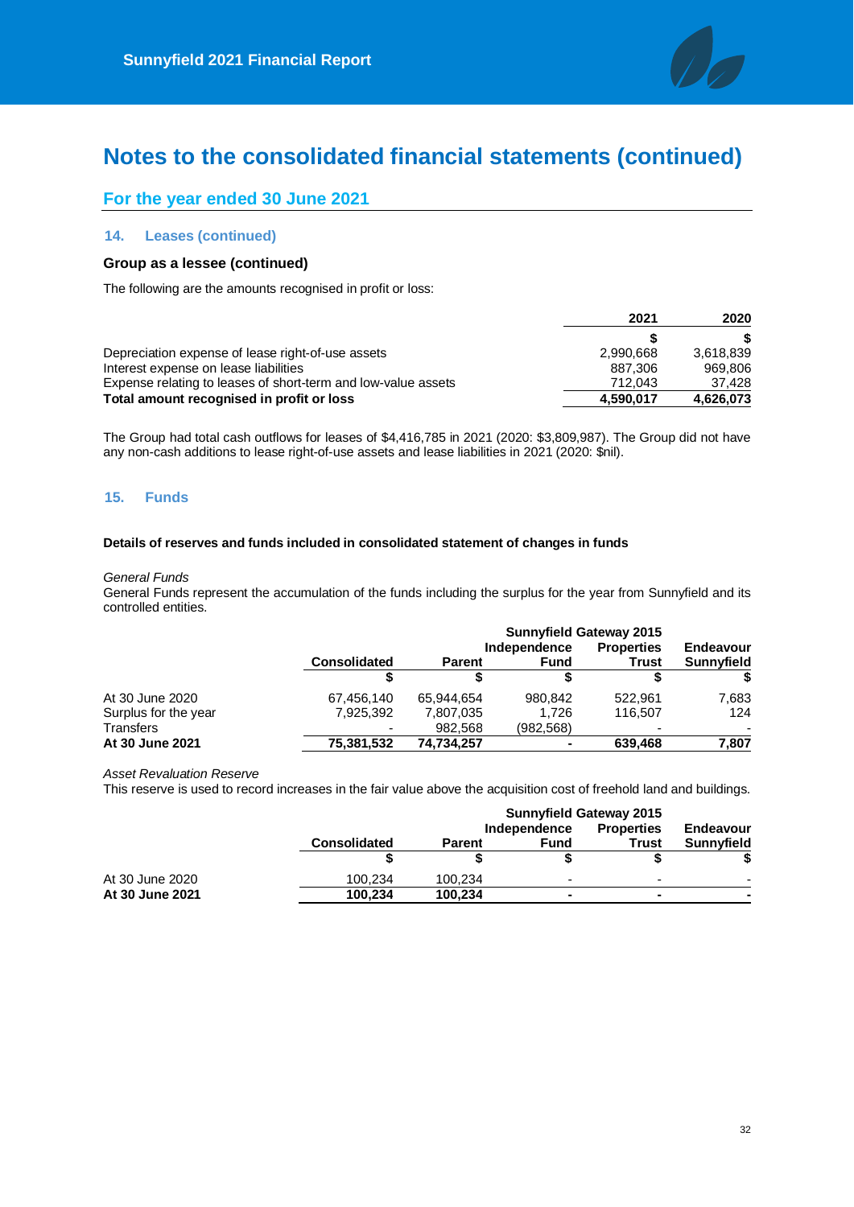# Notes to the consolidated financial statements (continued)

## For the year ended 30 June 2021

### 14. Leases (continued)

**Group as a lessee (continued)**

The following are the amounts recognised in profit or loss:

| | 2021 | 2020 |
|---|---|---|
| | $ | $ |
| Depreciation expense of lease right-of-use assets | 2,990,668 | 3,618,839 |
| Interest expense on lease liabilities | 887,306 | 969,806 |
| Expense relating to leases of short-term and low-value assets | 712,043 | 37,428 |
| **Total amount recognised in profit or loss** | **4,590,017** | **4,626,073** |

The Group had total cash outflows for leases of $4,416,785 in 2021 (2020: $3,809,987). The Group did not have any non-cash additions to lease right-of-use assets and lease liabilities in 2021 (2020: $nil).

### 15. Funds

**Details of reserves and funds included in consolidated statement of changes in funds**

*General Funds*

General Funds represent the accumulation of the funds including the surplus for the year from Sunnyfield and its controlled entities.

| | Consolidated | Parent | Independence Fund | Sunnyfield Gateway 2015 Properties Trust | Endeavour Sunnyfield |
|---|---|---|---|---|---|
| | $ | $ | $ | $ | $ |
| At 30 June 2020 | 67,456,140 | 65,944,654 | 980,842 | 522,961 | 7,683 |
| Surplus for the year | 7,925,392 | 7,807,035 | 1,726 | 116,507 | 124 |
| Transfers | - | 982,568 | (982,568) | - | - |
| **At 30 June 2021** | **75,381,532** | **74,734,257** | **-** | **639,468** | **7,807** |

*Asset Revaluation Reserve*

This reserve is used to record increases in the fair value above the acquisition cost of freehold land and buildings.

| | Consolidated | Parent | Independence Fund | Sunnyfield Gateway 2015 Properties Trust | Endeavour Sunnyfield |
|---|---|---|---|---|---|
| | $ | $ | $ | $ | $ |
| At 30 June 2020 | 100,234 | 100,234 | - | - | - |
| **At 30 June 2021** | **100,234** | **100,234** | **-** | **-** | **-** |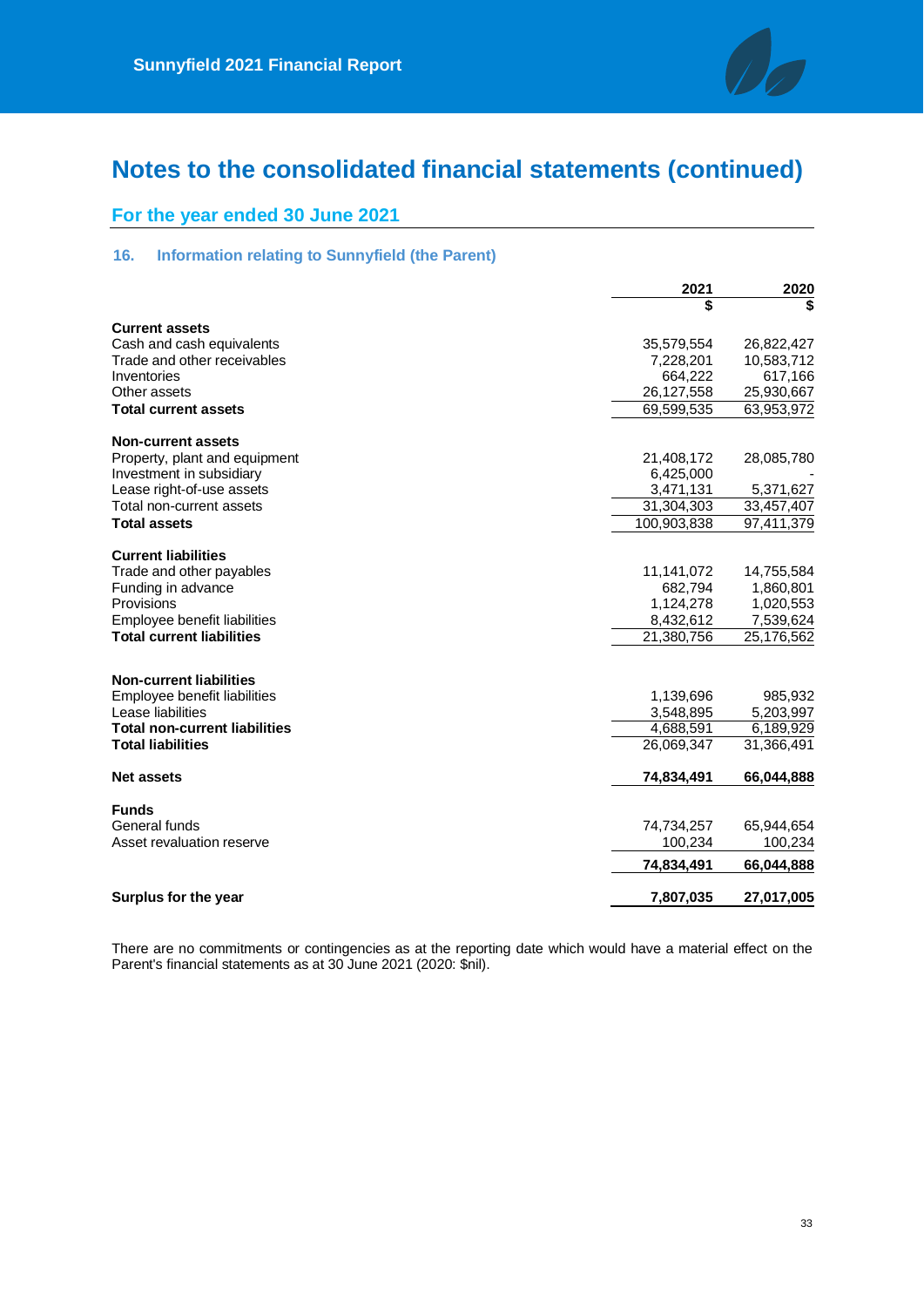# Notes to the consolidated financial statements (continued)

## For the year ended 30 June 2021

### 16. Information relating to Sunnyfield (the Parent)

| | 2021<br>$ | 2020<br>$ |
|---|---:|---:|
| **Current assets** | | |
| Cash and cash equivalents | 35,579,554 | 26,822,427 |
| Trade and other receivables | 7,228,201 | 10,583,712 |
| Inventories | 664,222 | 617,166 |
| Other assets | 26,127,558 | 25,930,667 |
| **Total current assets** | 69,599,535 | 63,953,972 |
| **Non-current assets** | | |
| Property, plant and equipment | 21,408,172 | 28,085,780 |
| Investment in subsidiary | 6,425,000 | - |
| Lease right-of-use assets | 3,471,131 | 5,371,627 |
| Total non-current assets | 31,304,303 | 33,457,407 |
| **Total assets** | 100,903,838 | 97,411,379 |
| **Current liabilities** | | |
| Trade and other payables | 11,141,072 | 14,755,584 |
| Funding in advance | 682,794 | 1,860,801 |
| Provisions | 1,124,278 | 1,020,553 |
| Employee benefit liabilities | 8,432,612 | 7,539,624 |
| **Total current liabilities** | 21,380,756 | 25,176,562 |
| **Non-current liabilities** | | |
| Employee benefit liabilities | 1,139,696 | 985,932 |
| Lease liabilities | 3,548,895 | 5,203,997 |
| **Total non-current liabilities** | 4,688,591 | 6,189,929 |
| **Total liabilities** | 26,069,347 | 31,366,491 |
| **Net assets** | **74,834,491** | **66,044,888** |
| **Funds** | | |
| General funds | 74,734,257 | 65,944,654 |
| Asset revaluation reserve | 100,234 | 100,234 |
| | **74,834,491** | **66,044,888** |
| **Surplus for the year** | **7,807,035** | **27,017,005** |

There are no commitments or contingencies as at the reporting date which would have a material effect on the Parent's financial statements as at 30 June 2021 (2020: $nil).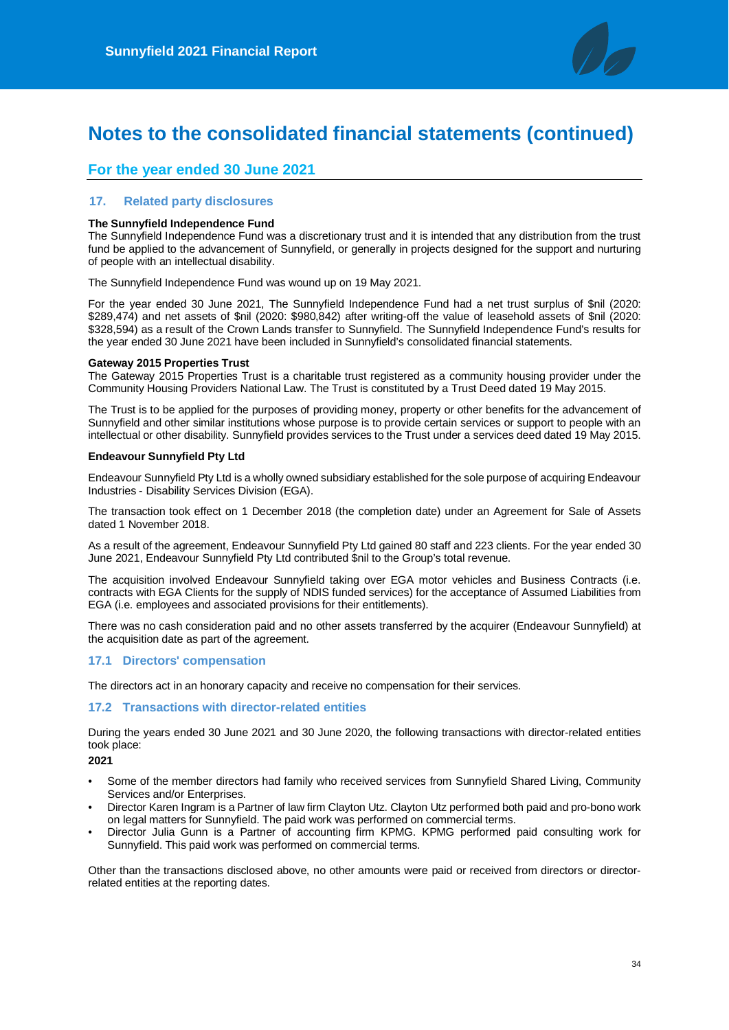# Notes to the consolidated financial statements (continued)

## For the year ended 30 June 2021

### 17. Related party disclosures

**The Sunnyfield Independence Fund**

The Sunnyfield Independence Fund was a discretionary trust and it is intended that any distribution from the trust fund be applied to the advancement of Sunnyfield, or generally in projects designed for the support and nurturing of people with an intellectual disability.

The Sunnyfield Independence Fund was wound up on 19 May 2021.

For the year ended 30 June 2021, The Sunnyfield Independence Fund had a net trust surplus of $nil (2020: $289,474) and net assets of $nil (2020: $980,842) after writing-off the value of leasehold assets of $nil (2020: $328,594) as a result of the Crown Lands transfer to Sunnyfield. The Sunnyfield Independence Fund's results for the year ended 30 June 2021 have been included in Sunnyfield's consolidated financial statements.

**Gateway 2015 Properties Trust**

The Gateway 2015 Properties Trust is a charitable trust registered as a community housing provider under the Community Housing Providers National Law. The Trust is constituted by a Trust Deed dated 19 May 2015.

The Trust is to be applied for the purposes of providing money, property or other benefits for the advancement of Sunnyfield and other similar institutions whose purpose is to provide certain services or support to people with an intellectual or other disability. Sunnyfield provides services to the Trust under a services deed dated 19 May 2015.

**Endeavour Sunnyfield Pty Ltd**

Endeavour Sunnyfield Pty Ltd is a wholly owned subsidiary established for the sole purpose of acquiring Endeavour Industries - Disability Services Division (EGA).

The transaction took effect on 1 December 2018 (the completion date) under an Agreement for Sale of Assets dated 1 November 2018.

As a result of the agreement, Endeavour Sunnyfield Pty Ltd gained 80 staff and 223 clients. For the year ended 30 June 2021, Endeavour Sunnyfield Pty Ltd contributed $nil to the Group's total revenue.

The acquisition involved Endeavour Sunnyfield taking over EGA motor vehicles and Business Contracts (i.e. contracts with EGA Clients for the supply of NDIS funded services) for the acceptance of Assumed Liabilities from EGA (i.e. employees and associated provisions for their entitlements).

There was no cash consideration paid and no other assets transferred by the acquirer (Endeavour Sunnyfield) at the acquisition date as part of the agreement.

### 17.1 Directors' compensation

The directors act in an honorary capacity and receive no compensation for their services.

### 17.2 Transactions with director-related entities

During the years ended 30 June 2021 and 30 June 2020, the following transactions with director-related entities took place:

**2021**

- Some of the member directors had family who received services from Sunnyfield Shared Living, Community Services and/or Enterprises.
- Director Karen Ingram is a Partner of law firm Clayton Utz. Clayton Utz performed both paid and pro-bono work on legal matters for Sunnyfield. The paid work was performed on commercial terms.
- Director Julia Gunn is a Partner of accounting firm KPMG. KPMG performed paid consulting work for Sunnyfield. This paid work was performed on commercial terms.

Other than the transactions disclosed above, no other amounts were paid or received from directors or director-related entities at the reporting dates.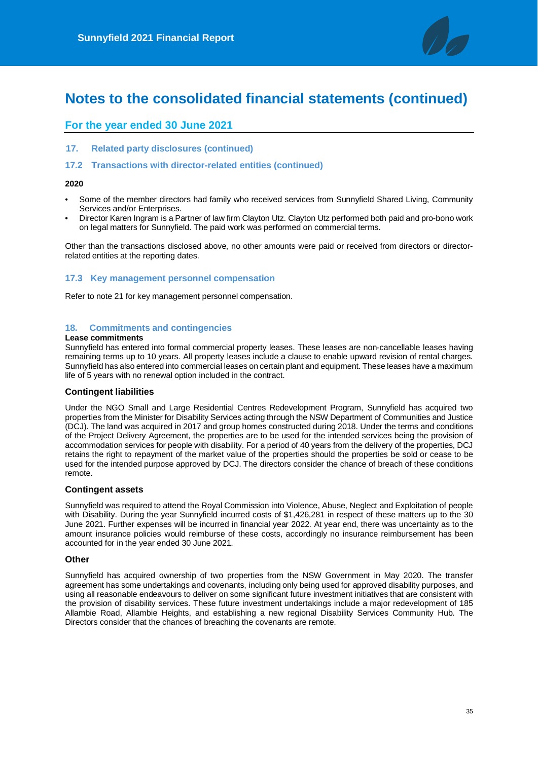# Notes to the consolidated financial statements (continued)

## For the year ended 30 June 2021

### 17. Related party disclosures (continued)

### 17.2 Transactions with director-related entities (continued)

**2020**

- Some of the member directors had family who received services from Sunnyfield Shared Living, Community Services and/or Enterprises.
- Director Karen Ingram is a Partner of law firm Clayton Utz. Clayton Utz performed both paid and pro-bono work on legal matters for Sunnyfield. The paid work was performed on commercial terms.

Other than the transactions disclosed above, no other amounts were paid or received from directors or director-related entities at the reporting dates.

### 17.3 Key management personnel compensation

Refer to note 21 for key management personnel compensation.

### 18. Commitments and contingencies

**Lease commitments**

Sunnyfield has entered into formal commercial property leases. These leases are non-cancellable leases having remaining terms up to 10 years. All property leases include a clause to enable upward revision of rental charges. Sunnyfield has also entered into commercial leases on certain plant and equipment. These leases have a maximum life of 5 years with no renewal option included in the contract.

**Contingent liabilities**

Under the NGO Small and Large Residential Centres Redevelopment Program, Sunnyfield has acquired two properties from the Minister for Disability Services acting through the NSW Department of Communities and Justice (DCJ). The land was acquired in 2017 and group homes constructed during 2018. Under the terms and conditions of the Project Delivery Agreement, the properties are to be used for the intended services being the provision of accommodation services for people with disability. For a period of 40 years from the delivery of the properties, DCJ retains the right to repayment of the market value of the properties should the properties be sold or cease to be used for the intended purpose approved by DCJ. The directors consider the chance of breach of these conditions remote.

**Contingent assets**

Sunnyfield was required to attend the Royal Commission into Violence, Abuse, Neglect and Exploitation of people with Disability. During the year Sunnyfield incurred costs of $1,426,281 in respect of these matters up to the 30 June 2021. Further expenses will be incurred in financial year 2022. At year end, there was uncertainty as to the amount insurance policies would reimburse of these costs, accordingly no insurance reimbursement has been accounted for in the year ended 30 June 2021.

**Other**

Sunnyfield has acquired ownership of two properties from the NSW Government in May 2020. The transfer agreement has some undertakings and covenants, including only being used for approved disability purposes, and using all reasonable endeavours to deliver on some significant future investment initiatives that are consistent with the provision of disability services. These future investment undertakings include a major redevelopment of 185 Allambie Road, Allambie Heights, and establishing a new regional Disability Services Community Hub. The Directors consider that the chances of breaching the covenants are remote.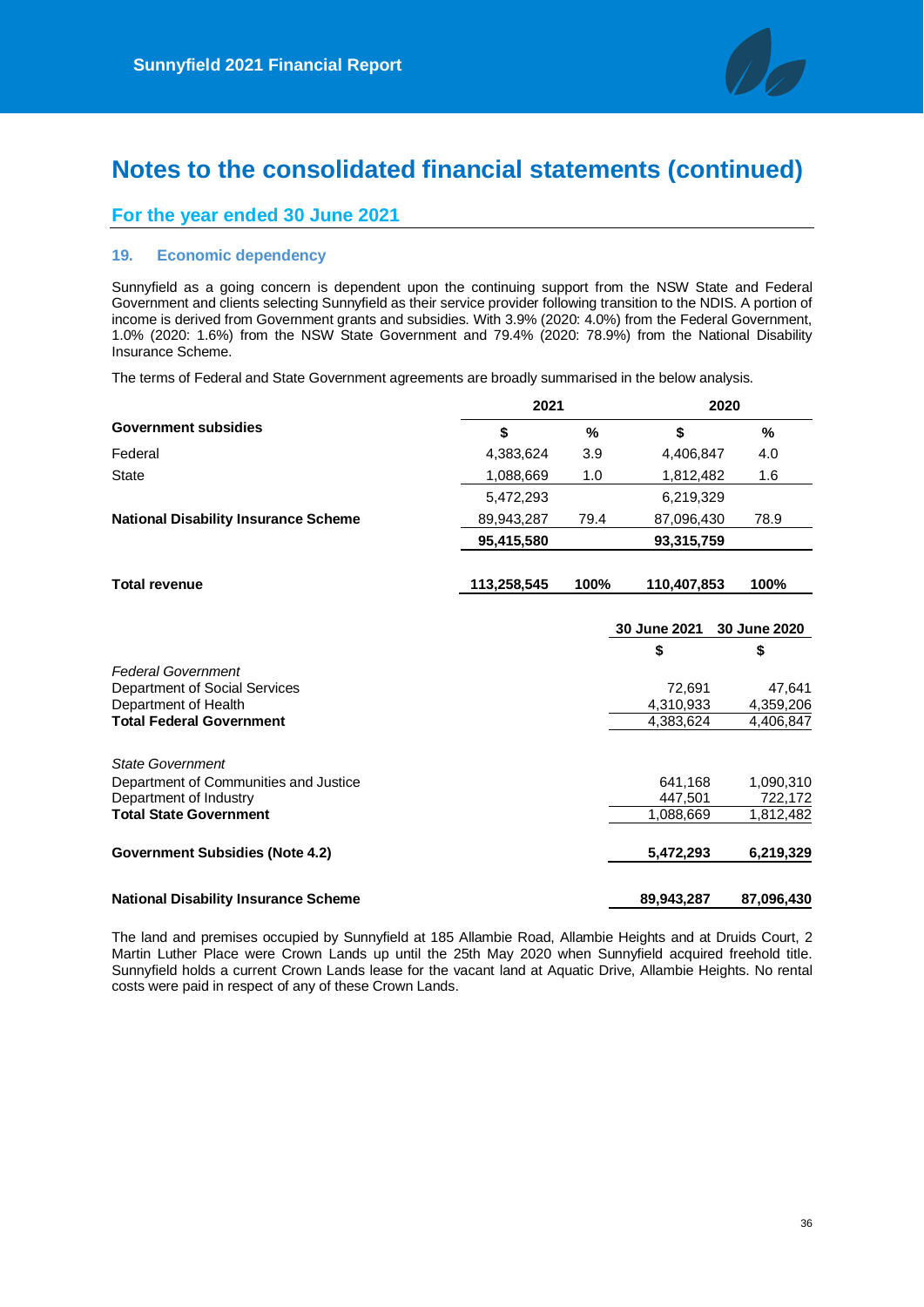# Notes to the consolidated financial statements (continued)

## For the year ended 30 June 2021

### 19. Economic dependency

Sunnyfield as a going concern is dependent upon the continuing support from the NSW State and Federal Government and clients selecting Sunnyfield as their service provider following transition to the NDIS. A portion of income is derived from Government grants and subsidies. With 3.9% (2020: 4.0%) from the Federal Government, 1.0% (2020: 1.6%) from the NSW State Government and 79.4% (2020: 78.9%) from the National Disability Insurance Scheme.

The terms of Federal and State Government agreements are broadly summarised in the below analysis.

| | 2021 | | 2020 | |
|---|---|---|---|---|
| **Government subsidies** | **$** | **%** | **$** | **%** |
| Federal | 4,383,624 | 3.9 | 4,406,847 | 4.0 |
| State | 1,088,669 | 1.0 | 1,812,482 | 1.6 |
| | 5,472,293 | | 6,219,329 | |
| **National Disability Insurance Scheme** | 89,943,287 | 79.4 | 87,096,430 | 78.9 |
| | **95,415,580** | | **93,315,759** | |
| **Total revenue** | **113,258,545** | **100%** | **110,407,853** | **100%** |

| | 30 June 2021 | 30 June 2020 |
|---|---|---|
| | **$** | **$** |
| *Federal Government* | | |
| Department of Social Services | 72,691 | 47,641 |
| Department of Health | 4,310,933 | 4,359,206 |
| **Total Federal Government** | 4,383,624 | 4,406,847 |
| *State Government* | | |
| Department of Communities and Justice | 641,168 | 1,090,310 |
| Department of Industry | 447,501 | 722,172 |
| **Total State Government** | 1,088,669 | 1,812,482 |
| **Government Subsidies (Note 4.2)** | **5,472,293** | **6,219,329** |
| **National Disability Insurance Scheme** | **89,943,287** | **87,096,430** |

The land and premises occupied by Sunnyfield at 185 Allambie Road, Allambie Heights and at Druids Court, 2 Martin Luther Place were Crown Lands up until the 25th May 2020 when Sunnyfield acquired freehold title. Sunnyfield holds a current Crown Lands lease for the vacant land at Aquatic Drive, Allambie Heights. No rental costs were paid in respect of any of these Crown Lands.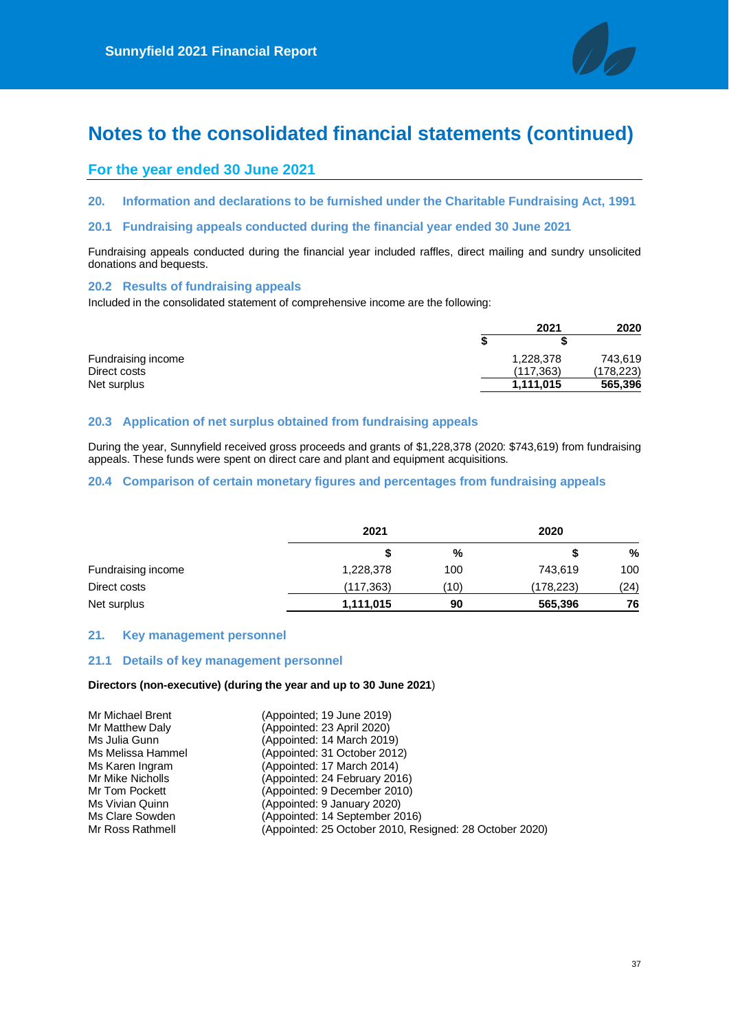# Notes to the consolidated financial statements (continued)

## For the year ended 30 June 2021

### 20. Information and declarations to be furnished under the Charitable Fundraising Act, 1991

### 20.1 Fundraising appeals conducted during the financial year ended 30 June 2021

Fundraising appeals conducted during the financial year included raffles, direct mailing and sundry unsolicited donations and bequests.

### 20.2 Results of fundraising appeals

Included in the consolidated statement of comprehensive income are the following:

| | 2021 | 2020 |
|---|---|---|
| | $ | $ |
| Fundraising income | 1,228,378 | 743,619 |
| Direct costs | (117,363) | (178,223) |
| Net surplus | **1,111,015** | **565,396** |

### 20.3 Application of net surplus obtained from fundraising appeals

During the year, Sunnyfield received gross proceeds and grants of $1,228,378 (2020: $743,619) from fundraising appeals. These funds were spent on direct care and plant and equipment acquisitions.

### 20.4 Comparison of certain monetary figures and percentages from fundraising appeals

| | 2021 | | 2020 | |
|---|---|---|---|---|
| | $ | % | $ | % |
| Fundraising income | 1,228,378 | 100 | 743,619 | 100 |
| Direct costs | (117,363) | (10) | (178,223) | (24) |
| Net surplus | **1,111,015** | **90** | **565,396** | **76** |

### 21. Key management personnel

### 21.1 Details of key management personnel

**Directors (non-executive) (during the year and up to 30 June 2021**)

| | |
|---|---|
| Mr Michael Brent | (Appointed; 19 June 2019) |
| Mr Matthew Daly | (Appointed: 23 April 2020) |
| Ms Julia Gunn | (Appointed: 14 March 2019) |
| Ms Melissa Hammel | (Appointed: 31 October 2012) |
| Ms Karen Ingram | (Appointed: 17 March 2014) |
| Mr Mike Nicholls | (Appointed: 24 February 2016) |
| Mr Tom Pockett | (Appointed: 9 December 2010) |
| Ms Vivian Quinn | (Appointed: 9 January 2020) |
| Ms Clare Sowden | (Appointed: 14 September 2016) |
| Mr Ross Rathmell | (Appointed: 25 October 2010, Resigned: 28 October 2020) |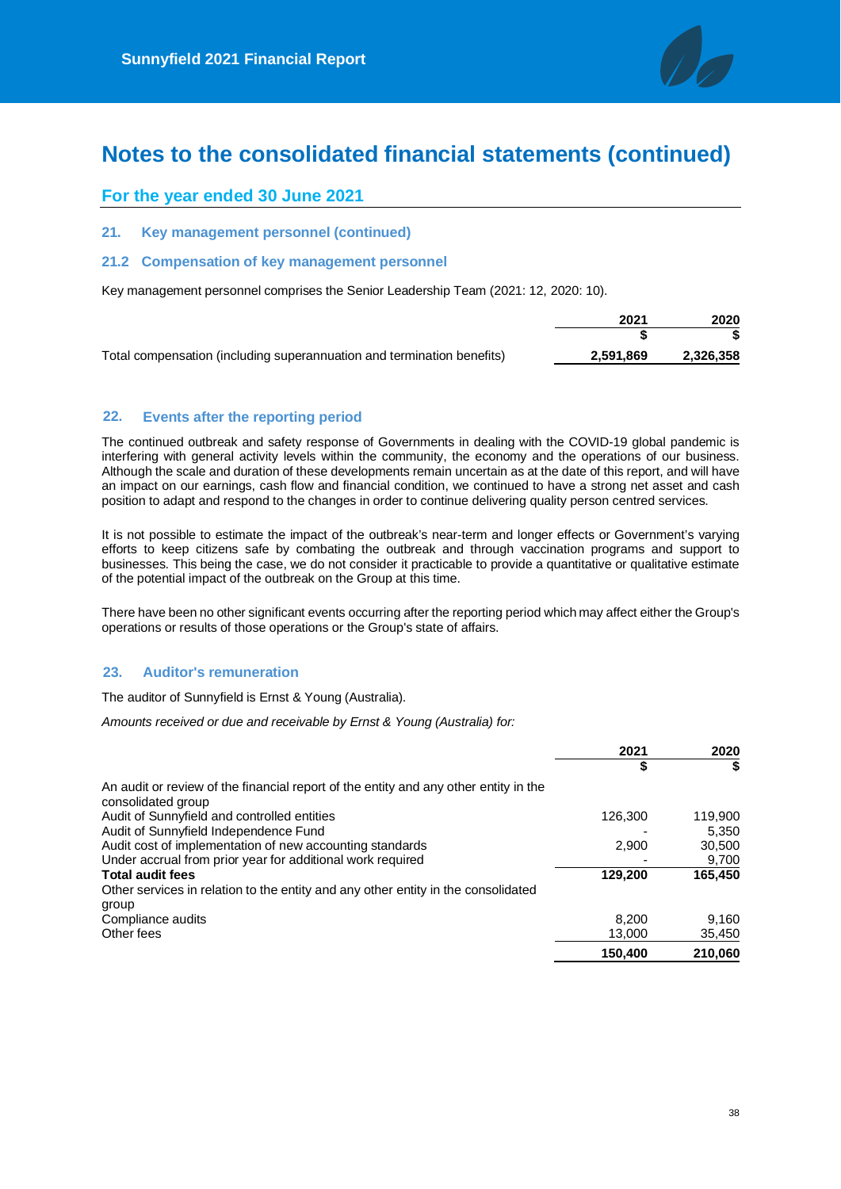# Notes to the consolidated financial statements (continued)

## For the year ended 30 June 2021

### 21. Key management personnel (continued)

### 21.2 Compensation of key management personnel

Key management personnel comprises the Senior Leadership Team (2021: 12, 2020: 10).

| | 2021 | 2020 |
|---|---|---|
| | $ | $ |
| Total compensation (including superannuation and termination benefits) | **2,591,869** | **2,326,358** |

### 22. Events after the reporting period

The continued outbreak and safety response of Governments in dealing with the COVID-19 global pandemic is interfering with general activity levels within the community, the economy and the operations of our business. Although the scale and duration of these developments remain uncertain as at the date of this report, and will have an impact on our earnings, cash flow and financial condition, we continued to have a strong net asset and cash position to adapt and respond to the changes in order to continue delivering quality person centred services.

It is not possible to estimate the impact of the outbreak's near-term and longer effects or Government's varying efforts to keep citizens safe by combating the outbreak and through vaccination programs and support to businesses. This being the case, we do not consider it practicable to provide a quantitative or qualitative estimate of the potential impact of the outbreak on the Group at this time.

There have been no other significant events occurring after the reporting period which may affect either the Group's operations or results of those operations or the Group's state of affairs.

### 23. Auditor's remuneration

The auditor of Sunnyfield is Ernst & Young (Australia).

*Amounts received or due and receivable by Ernst & Young (Australia) for:*

| | 2021 | 2020 |
|---|---|---|
| | $ | $ |
| An audit or review of the financial report of the entity and any other entity in the consolidated group | | |
| Audit of Sunnyfield and controlled entities | 126,300 | 119,900 |
| Audit of Sunnyfield Independence Fund | - | 5,350 |
| Audit cost of implementation of new accounting standards | 2,900 | 30,500 |
| Under accrual from prior year for additional work required | - | 9,700 |
| **Total audit fees** | **129,200** | **165,450** |
| Other services in relation to the entity and any other entity in the consolidated group | | |
| Compliance audits | 8,200 | 9,160 |
| Other fees | 13,000 | 35,450 |
| | **150,400** | **210,060** |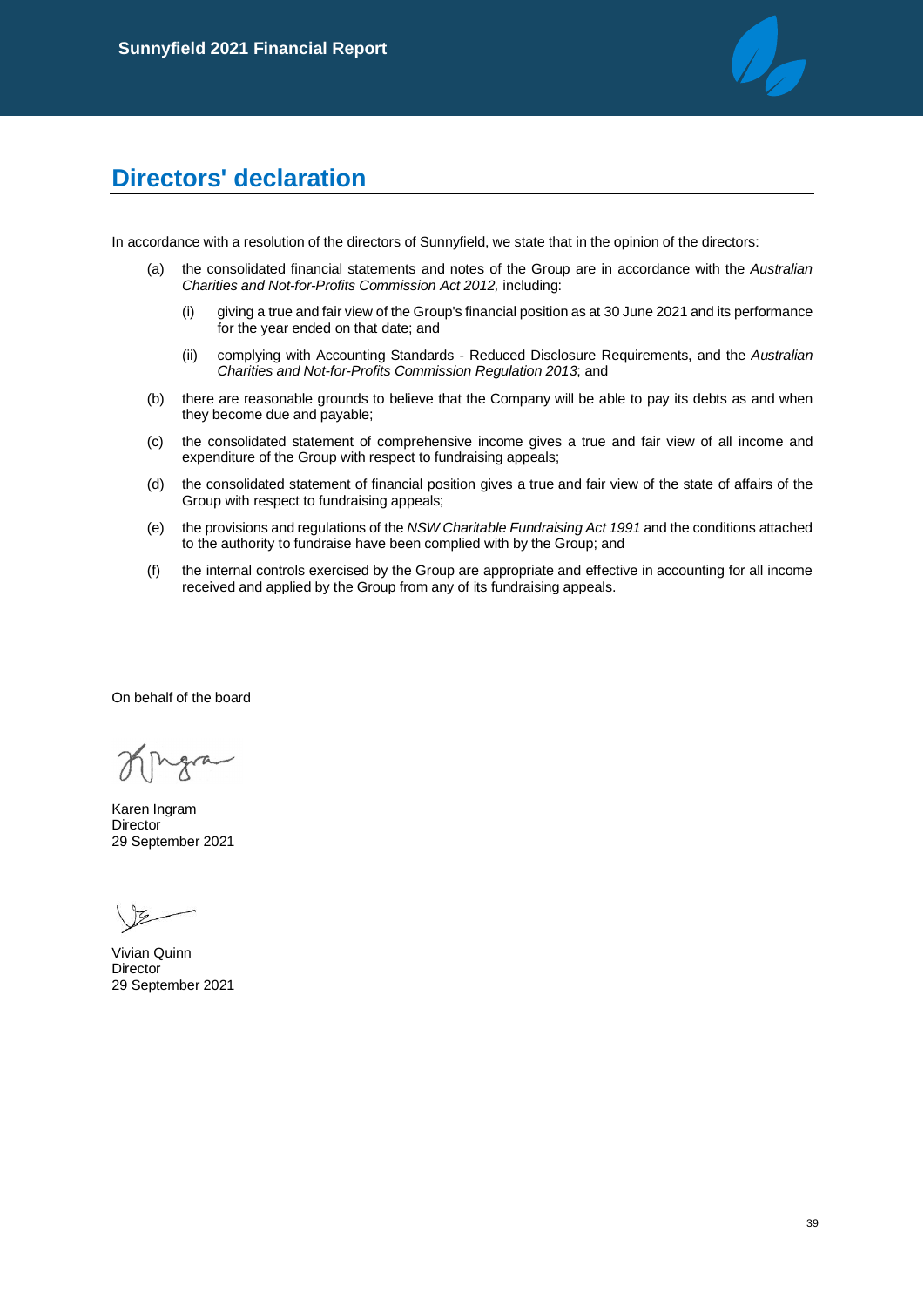# Directors' declaration

In accordance with a resolution of the directors of Sunnyfield, we state that in the opinion of the directors:

(a) the consolidated financial statements and notes of the Group are in accordance with the *Australian Charities and Not-for-Profits Commission Act 2012,* including:

   (i) giving a true and fair view of the Group's financial position as at 30 June 2021 and its performance for the year ended on that date; and

   (ii) complying with Accounting Standards - Reduced Disclosure Requirements, and the *Australian Charities and Not-for-Profits Commission Regulation 2013*; and

(b) there are reasonable grounds to believe that the Company will be able to pay its debts as and when they become due and payable;

(c) the consolidated statement of comprehensive income gives a true and fair view of all income and expenditure of the Group with respect to fundraising appeals;

(d) the consolidated statement of financial position gives a true and fair view of the state of affairs of the Group with respect to fundraising appeals;

(e) the provisions and regulations of the *NSW Charitable Fundraising Act 1991* and the conditions attached to the authority to fundraise have been complied with by the Group; and

(f) the internal controls exercised by the Group are appropriate and effective in accounting for all income received and applied by the Group from any of its fundraising appeals.

On behalf of the board

Karen Ingram
Director
29 September 2021

Vivian Quinn
Director
29 September 2021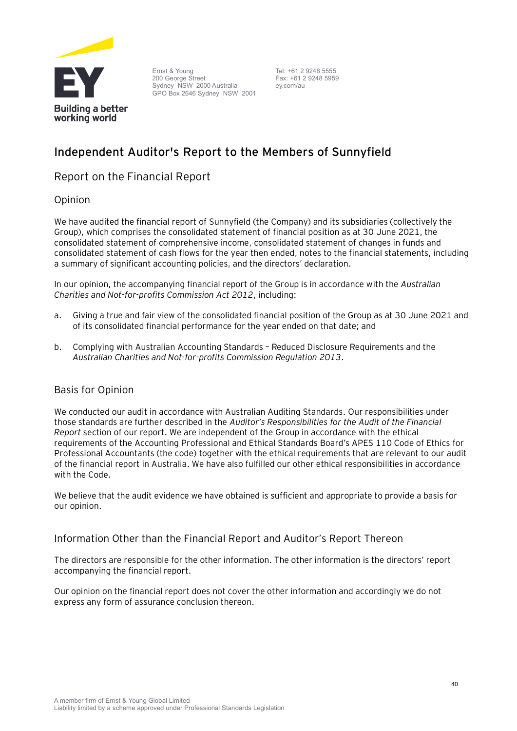Ernst & Young
200 George Street
Sydney NSW 2000 Australia
GPO Box 2646 Sydney NSW 2001

Tel: +61 2 9248 5555
Fax: +61 2 9248 5959
ey.com/au

# Independent Auditor's Report to the Members of Sunnyfield

## Report on the Financial Report

### Opinion

We have audited the financial report of Sunnyfield (the Company) and its subsidiaries (collectively the Group), which comprises the consolidated statement of financial position as at 30 June 2021, the consolidated statement of comprehensive income, consolidated statement of changes in funds and consolidated statement of cash flows for the year then ended, notes to the financial statements, including a summary of significant accounting policies, and the directors' declaration.

In our opinion, the accompanying financial report of the Group is in accordance with the *Australian Charities and Not-for-profits Commission Act 2012*, including:

a. Giving a true and fair view of the consolidated financial position of the Group as at 30 June 2021 and of its consolidated financial performance for the year ended on that date; and

b. Complying with Australian Accounting Standards – Reduced Disclosure Requirements and the *Australian Charities and Not-for-profits Commission Regulation 2013*.

### Basis for Opinion

We conducted our audit in accordance with Australian Auditing Standards. Our responsibilities under those standards are further described in the *Auditor's Responsibilities for the Audit of the Financial Report* section of our report. We are independent of the Group in accordance with the ethical requirements of the Accounting Professional and Ethical Standards Board's APES 110 Code of Ethics for Professional Accountants (the code) together with the ethical requirements that are relevant to our audit of the financial report in Australia. We have also fulfilled our other ethical responsibilities in accordance with the Code.

We believe that the audit evidence we have obtained is sufficient and appropriate to provide a basis for our opinion.

### Information Other than the Financial Report and Auditor's Report Thereon

The directors are responsible for the other information. The other information is the directors' report accompanying the financial report.

Our opinion on the financial report does not cover the other information and accordingly we do not express any form of assurance conclusion thereon.

A member firm of Ernst & Young Global Limited
Liability limited by a scheme approved under Professional Standards Legislation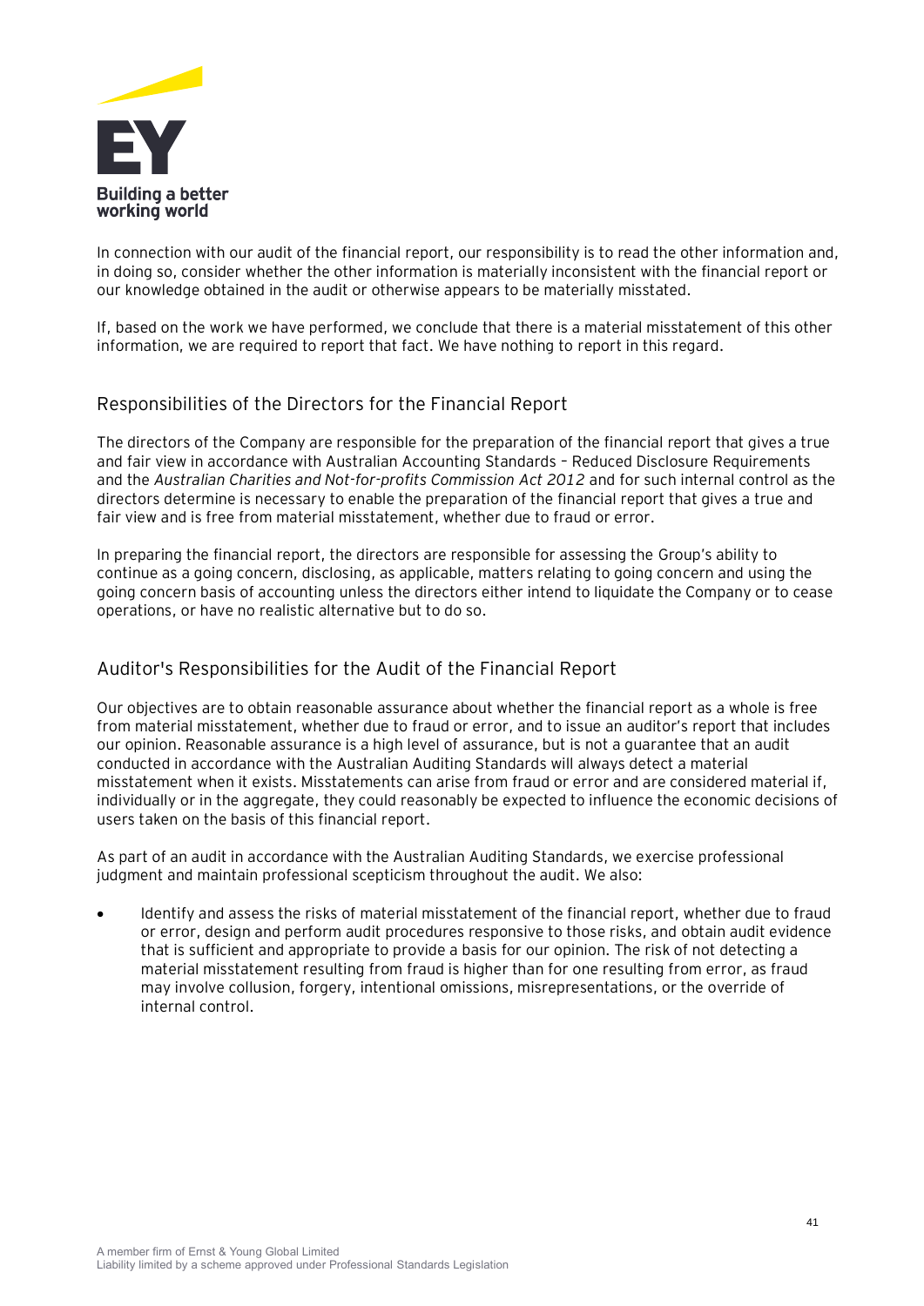In connection with our audit of the financial report, our responsibility is to read the other information and, in doing so, consider whether the other information is materially inconsistent with the financial report or our knowledge obtained in the audit or otherwise appears to be materially misstated.

If, based on the work we have performed, we conclude that there is a material misstatement of this other information, we are required to report that fact. We have nothing to report in this regard.

## Responsibilities of the Directors for the Financial Report

The directors of the Company are responsible for the preparation of the financial report that gives a true and fair view in accordance with Australian Accounting Standards – Reduced Disclosure Requirements and the *Australian Charities and Not-for-profits Commission Act 2012* and for such internal control as the directors determine is necessary to enable the preparation of the financial report that gives a true and fair view and is free from material misstatement, whether due to fraud or error.

In preparing the financial report, the directors are responsible for assessing the Group's ability to continue as a going concern, disclosing, as applicable, matters relating to going concern and using the going concern basis of accounting unless the directors either intend to liquidate the Company or to cease operations, or have no realistic alternative but to do so.

## Auditor's Responsibilities for the Audit of the Financial Report

Our objectives are to obtain reasonable assurance about whether the financial report as a whole is free from material misstatement, whether due to fraud or error, and to issue an auditor's report that includes our opinion. Reasonable assurance is a high level of assurance, but is not a guarantee that an audit conducted in accordance with the Australian Auditing Standards will always detect a material misstatement when it exists. Misstatements can arise from fraud or error and are considered material if, individually or in the aggregate, they could reasonably be expected to influence the economic decisions of users taken on the basis of this financial report.

As part of an audit in accordance with the Australian Auditing Standards, we exercise professional judgment and maintain professional scepticism throughout the audit. We also:

- Identify and assess the risks of material misstatement of the financial report, whether due to fraud or error, design and perform audit procedures responsive to those risks, and obtain audit evidence that is sufficient and appropriate to provide a basis for our opinion. The risk of not detecting a material misstatement resulting from fraud is higher than for one resulting from error, as fraud may involve collusion, forgery, intentional omissions, misrepresentations, or the override of internal control.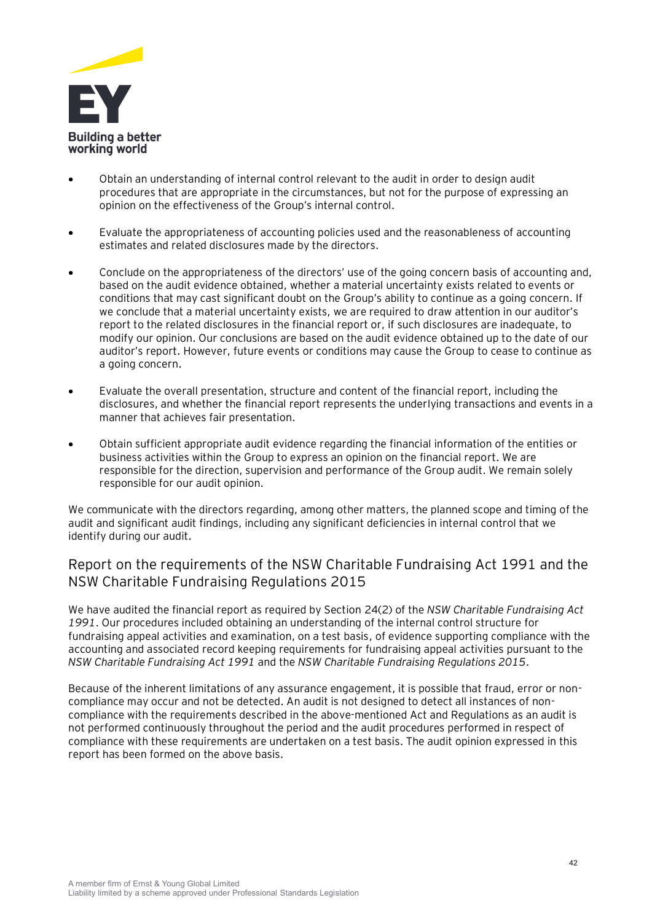- Obtain an understanding of internal control relevant to the audit in order to design audit procedures that are appropriate in the circumstances, but not for the purpose of expressing an opinion on the effectiveness of the Group's internal control.

- Evaluate the appropriateness of accounting policies used and the reasonableness of accounting estimates and related disclosures made by the directors.

- Conclude on the appropriateness of the directors' use of the going concern basis of accounting and, based on the audit evidence obtained, whether a material uncertainty exists related to events or conditions that may cast significant doubt on the Group's ability to continue as a going concern. If we conclude that a material uncertainty exists, we are required to draw attention in our auditor's report to the related disclosures in the financial report or, if such disclosures are inadequate, to modify our opinion. Our conclusions are based on the audit evidence obtained up to the date of our auditor's report. However, future events or conditions may cause the Group to cease to continue as a going concern.

- Evaluate the overall presentation, structure and content of the financial report, including the disclosures, and whether the financial report represents the underlying transactions and events in a manner that achieves fair presentation.

- Obtain sufficient appropriate audit evidence regarding the financial information of the entities or business activities within the Group to express an opinion on the financial report. We are responsible for the direction, supervision and performance of the Group audit. We remain solely responsible for our audit opinion.

We communicate with the directors regarding, among other matters, the planned scope and timing of the audit and significant audit findings, including any significant deficiencies in internal control that we identify during our audit.

## Report on the requirements of the NSW Charitable Fundraising Act 1991 and the NSW Charitable Fundraising Regulations 2015

We have audited the financial report as required by Section 24(2) of the *NSW Charitable Fundraising Act 1991*. Our procedures included obtaining an understanding of the internal control structure for fundraising appeal activities and examination, on a test basis, of evidence supporting compliance with the accounting and associated record keeping requirements for fundraising appeal activities pursuant to the *NSW Charitable Fundraising Act 1991* and the *NSW Charitable Fundraising Regulations 2015*.

Because of the inherent limitations of any assurance engagement, it is possible that fraud, error or non-compliance may occur and not be detected. An audit is not designed to detect all instances of non-compliance with the requirements described in the above-mentioned Act and Regulations as an audit is not performed continuously throughout the period and the audit procedures performed in respect of compliance with these requirements are undertaken on a test basis. The audit opinion expressed in this report has been formed on the above basis.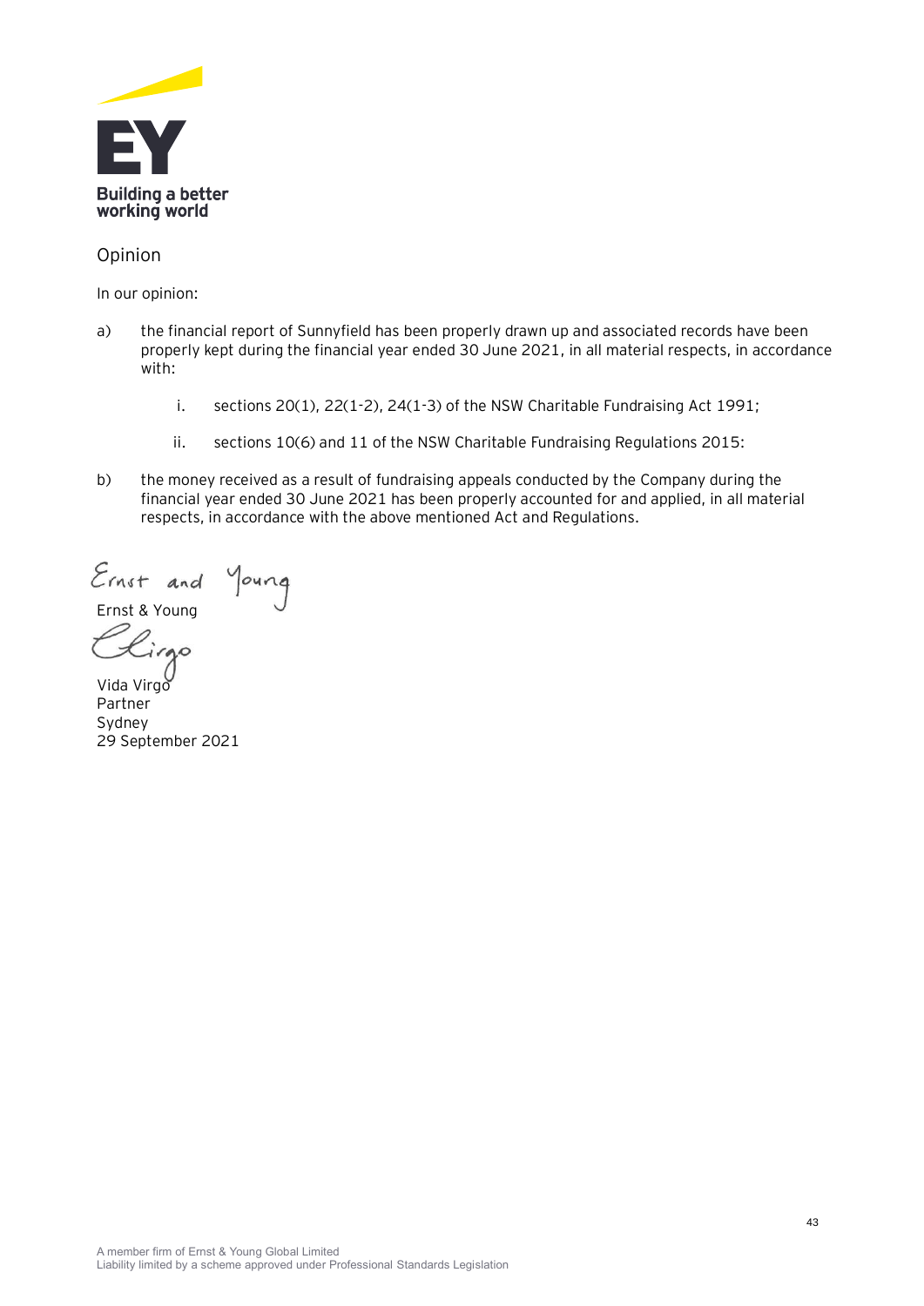## Opinion

In our opinion:

a) the financial report of Sunnyfield has been properly drawn up and associated records have been properly kept during the financial year ended 30 June 2021, in all material respects, in accordance with:

   i. sections 20(1), 22(1-2), 24(1-3) of the NSW Charitable Fundraising Act 1991;

   ii. sections 10(6) and 11 of the NSW Charitable Fundraising Regulations 2015:

b) the money received as a result of fundraising appeals conducted by the Company during the financial year ended 30 June 2021 has been properly accounted for and applied, in all material respects, in accordance with the above mentioned Act and Regulations.

Ernst & Young

Vida Virgo
Partner
Sydney
29 September 2021

A member firm of Ernst & Young Global Limited
Liability limited by a scheme approved under Professional Standards Legislation